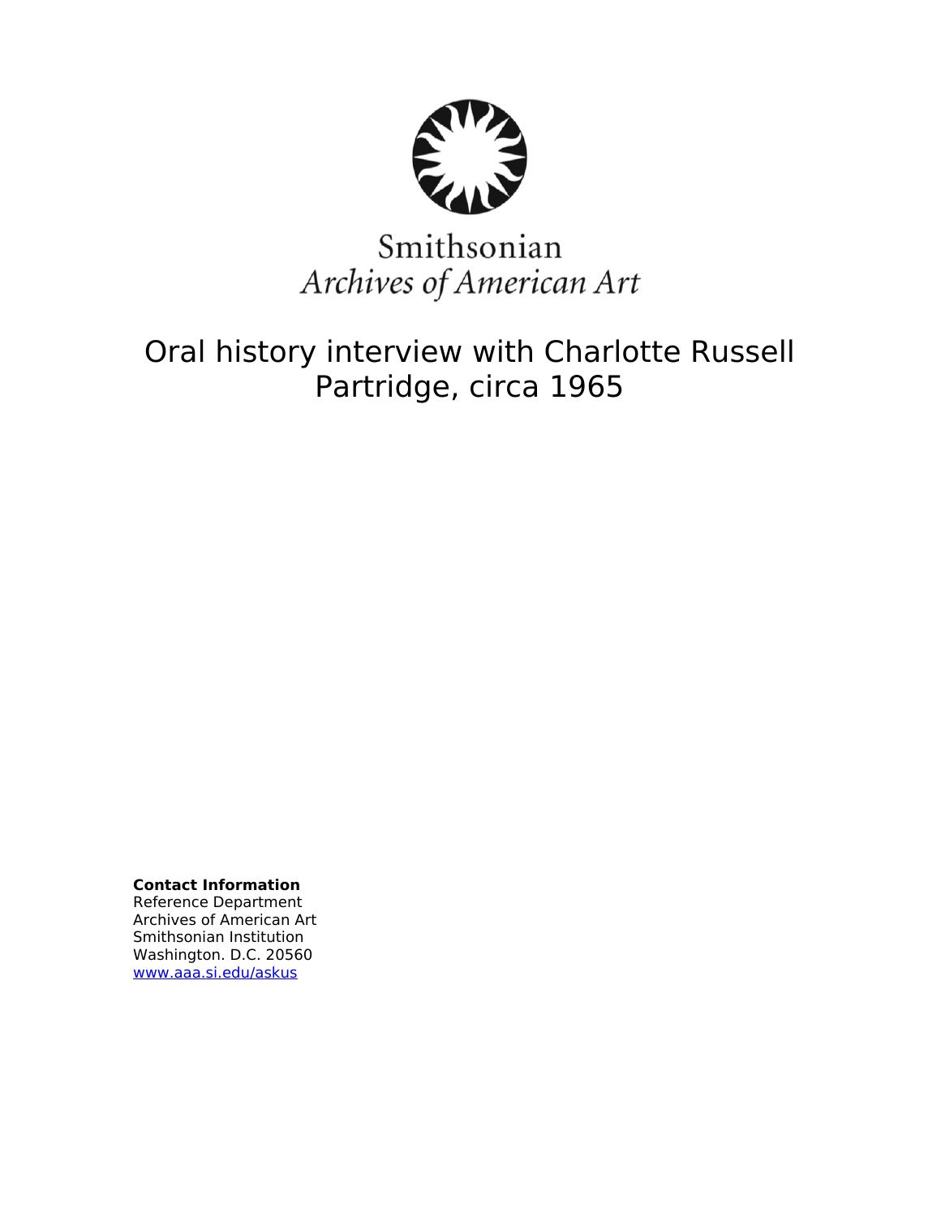Smithsonian
*Archives of American Art*

# Oral history interview with Charlotte Russell Partridge, circa 1965

**Contact Information**
Reference Department
Archives of American Art
Smithsonian Institution
Washington. D.C. 20560
www.aaa.si.edu/askus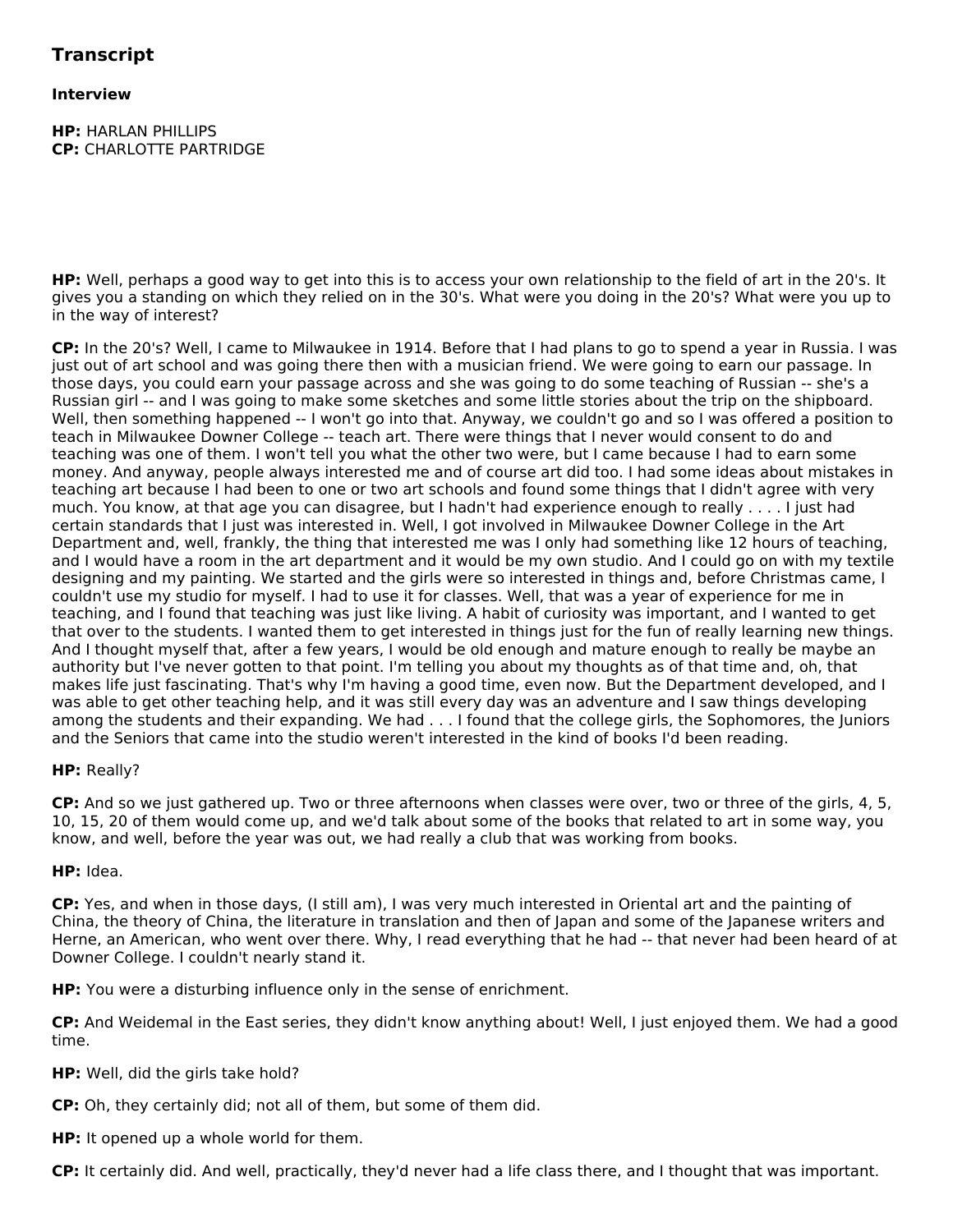## Transcript

### Interview

**HP:** HARLAN PHILLIPS
**CP:** CHARLOTTE PARTRIDGE

**HP:** Well, perhaps a good way to get into this is to access your own relationship to the field of art in the 20's. It gives you a standing on which they relied on in the 30's. What were you doing in the 20's? What were you up to in the way of interest?

**CP:** In the 20's? Well, I came to Milwaukee in 1914. Before that I had plans to go to spend a year in Russia. I was just out of art school and was going there then with a musician friend. We were going to earn our passage. In those days, you could earn your passage across and she was going to do some teaching of Russian -- she's a Russian girl -- and I was going to make some sketches and some little stories about the trip on the shipboard. Well, then something happened -- I won't go into that. Anyway, we couldn't go and so I was offered a position to teach in Milwaukee Downer College -- teach art. There were things that I never would consent to do and teaching was one of them. I won't tell you what the other two were, but I came because I had to earn some money. And anyway, people always interested me and of course art did too. I had some ideas about mistakes in teaching art because I had been to one or two art schools and found some things that I didn't agree with very much. You know, at that age you can disagree, but I hadn't had experience enough to really . . . . I just had certain standards that I just was interested in. Well, I got involved in Milwaukee Downer College in the Art Department and, well, frankly, the thing that interested me was I only had something like 12 hours of teaching, and I would have a room in the art department and it would be my own studio. And I could go on with my textile designing and my painting. We started and the girls were so interested in things and, before Christmas came, I couldn't use my studio for myself. I had to use it for classes. Well, that was a year of experience for me in teaching, and I found that teaching was just like living. A habit of curiosity was important, and I wanted to get that over to the students. I wanted them to get interested in things just for the fun of really learning new things. And I thought myself that, after a few years, I would be old enough and mature enough to really be maybe an authority but I've never gotten to that point. I'm telling you about my thoughts as of that time and, oh, that makes life just fascinating. That's why I'm having a good time, even now. But the Department developed, and I was able to get other teaching help, and it was still every day was an adventure and I saw things developing among the students and their expanding. We had . . . I found that the college girls, the Sophomores, the Juniors and the Seniors that came into the studio weren't interested in the kind of books I'd been reading.

**HP:** Really?

**CP:** And so we just gathered up. Two or three afternoons when classes were over, two or three of the girls, 4, 5, 10, 15, 20 of them would come up, and we'd talk about some of the books that related to art in some way, you know, and well, before the year was out, we had really a club that was working from books.

**HP:** Idea.

**CP:** Yes, and when in those days, (I still am), I was very much interested in Oriental art and the painting of China, the theory of China, the literature in translation and then of Japan and some of the Japanese writers and Herne, an American, who went over there. Why, I read everything that he had -- that never had been heard of at Downer College. I couldn't nearly stand it.

**HP:** You were a disturbing influence only in the sense of enrichment.

**CP:** And Weidemal in the East series, they didn't know anything about! Well, I just enjoyed them. We had a good time.

**HP:** Well, did the girls take hold?

**CP:** Oh, they certainly did; not all of them, but some of them did.

**HP:** It opened up a whole world for them.

**CP:** It certainly did. And well, practically, they'd never had a life class there, and I thought that was important.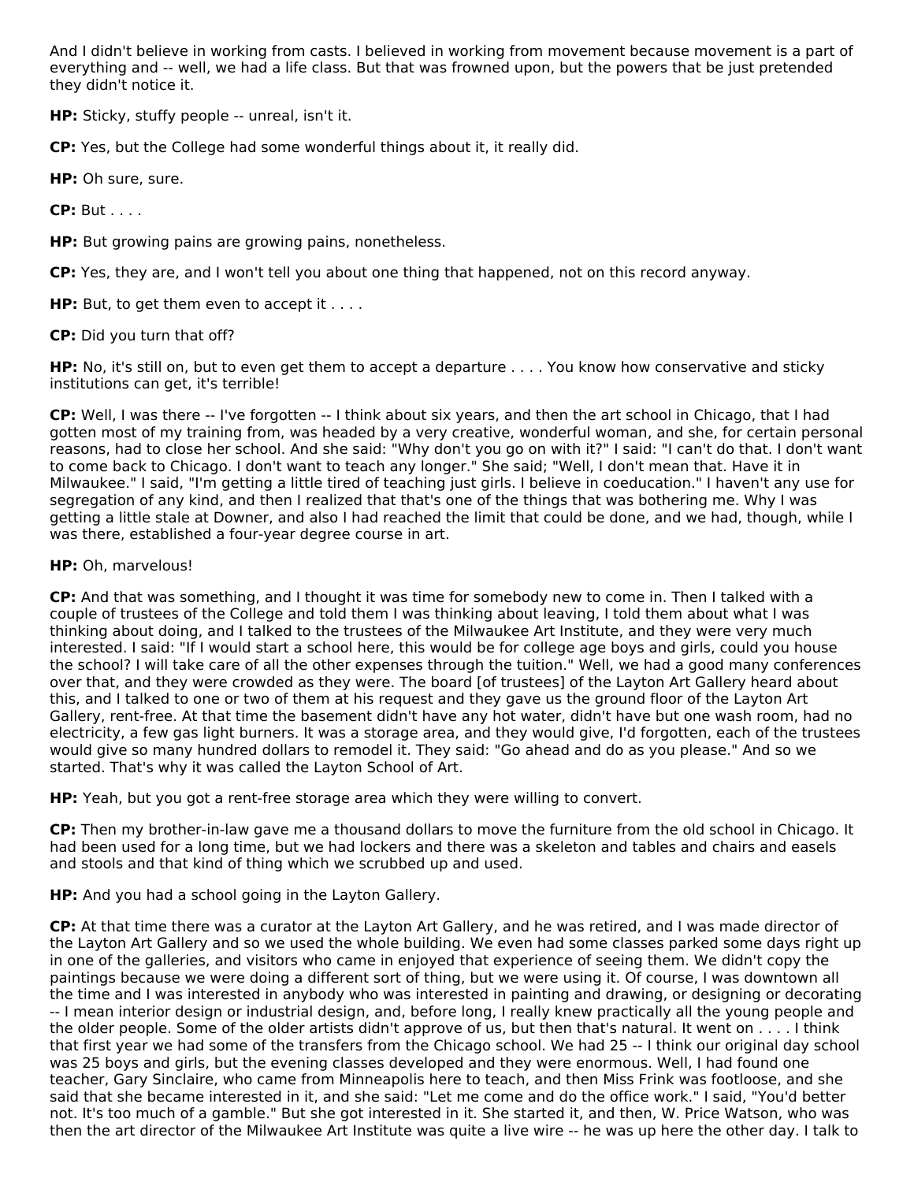And I didn't believe in working from casts. I believed in working from movement because movement is a part of everything and -- well, we had a life class. But that was frowned upon, but the powers that be just pretended they didn't notice it.

**HP:** Sticky, stuffy people -- unreal, isn't it.

**CP:** Yes, but the College had some wonderful things about it, it really did.

**HP:** Oh sure, sure.

**CP:** But . . . .

**HP:** But growing pains are growing pains, nonetheless.

**CP:** Yes, they are, and I won't tell you about one thing that happened, not on this record anyway.

**HP:** But, to get them even to accept it . . . .

**CP:** Did you turn that off?

**HP:** No, it's still on, but to even get them to accept a departure . . . . You know how conservative and sticky institutions can get, it's terrible!

**CP:** Well, I was there -- I've forgotten -- I think about six years, and then the art school in Chicago, that I had gotten most of my training from, was headed by a very creative, wonderful woman, and she, for certain personal reasons, had to close her school. And she said: "Why don't you go on with it?" I said: "I can't do that. I don't want to come back to Chicago. I don't want to teach any longer." She said; "Well, I don't mean that. Have it in Milwaukee." I said, "I'm getting a little tired of teaching just girls. I believe in coeducation." I haven't any use for segregation of any kind, and then I realized that that's one of the things that was bothering me. Why I was getting a little stale at Downer, and also I had reached the limit that could be done, and we had, though, while I was there, established a four-year degree course in art.

**HP:** Oh, marvelous!

**CP:** And that was something, and I thought it was time for somebody new to come in. Then I talked with a couple of trustees of the College and told them I was thinking about leaving, I told them about what I was thinking about doing, and I talked to the trustees of the Milwaukee Art Institute, and they were very much interested. I said: "If I would start a school here, this would be for college age boys and girls, could you house the school? I will take care of all the other expenses through the tuition." Well, we had a good many conferences over that, and they were crowded as they were. The board [of trustees] of the Layton Art Gallery heard about this, and I talked to one or two of them at his request and they gave us the ground floor of the Layton Art Gallery, rent-free. At that time the basement didn't have any hot water, didn't have but one wash room, had no electricity, a few gas light burners. It was a storage area, and they would give, I'd forgotten, each of the trustees would give so many hundred dollars to remodel it. They said: "Go ahead and do as you please." And so we started. That's why it was called the Layton School of Art.

**HP:** Yeah, but you got a rent-free storage area which they were willing to convert.

**CP:** Then my brother-in-law gave me a thousand dollars to move the furniture from the old school in Chicago. It had been used for a long time, but we had lockers and there was a skeleton and tables and chairs and easels and stools and that kind of thing which we scrubbed up and used.

**HP:** And you had a school going in the Layton Gallery.

**CP:** At that time there was a curator at the Layton Art Gallery, and he was retired, and I was made director of the Layton Art Gallery and so we used the whole building. We even had some classes parked some days right up in one of the galleries, and visitors who came in enjoyed that experience of seeing them. We didn't copy the paintings because we were doing a different sort of thing, but we were using it. Of course, I was downtown all the time and I was interested in anybody who was interested in painting and drawing, or designing or decorating -- I mean interior design or industrial design, and, before long, I really knew practically all the young people and the older people. Some of the older artists didn't approve of us, but then that's natural. It went on . . . . I think that first year we had some of the transfers from the Chicago school. We had 25 -- I think our original day school was 25 boys and girls, but the evening classes developed and they were enormous. Well, I had found one teacher, Gary Sinclaire, who came from Minneapolis here to teach, and then Miss Frink was footloose, and she said that she became interested in it, and she said: "Let me come and do the office work." I said, "You'd better not. It's too much of a gamble." But she got interested in it. She started it, and then, W. Price Watson, who was then the art director of the Milwaukee Art Institute was quite a live wire -- he was up here the other day. I talk to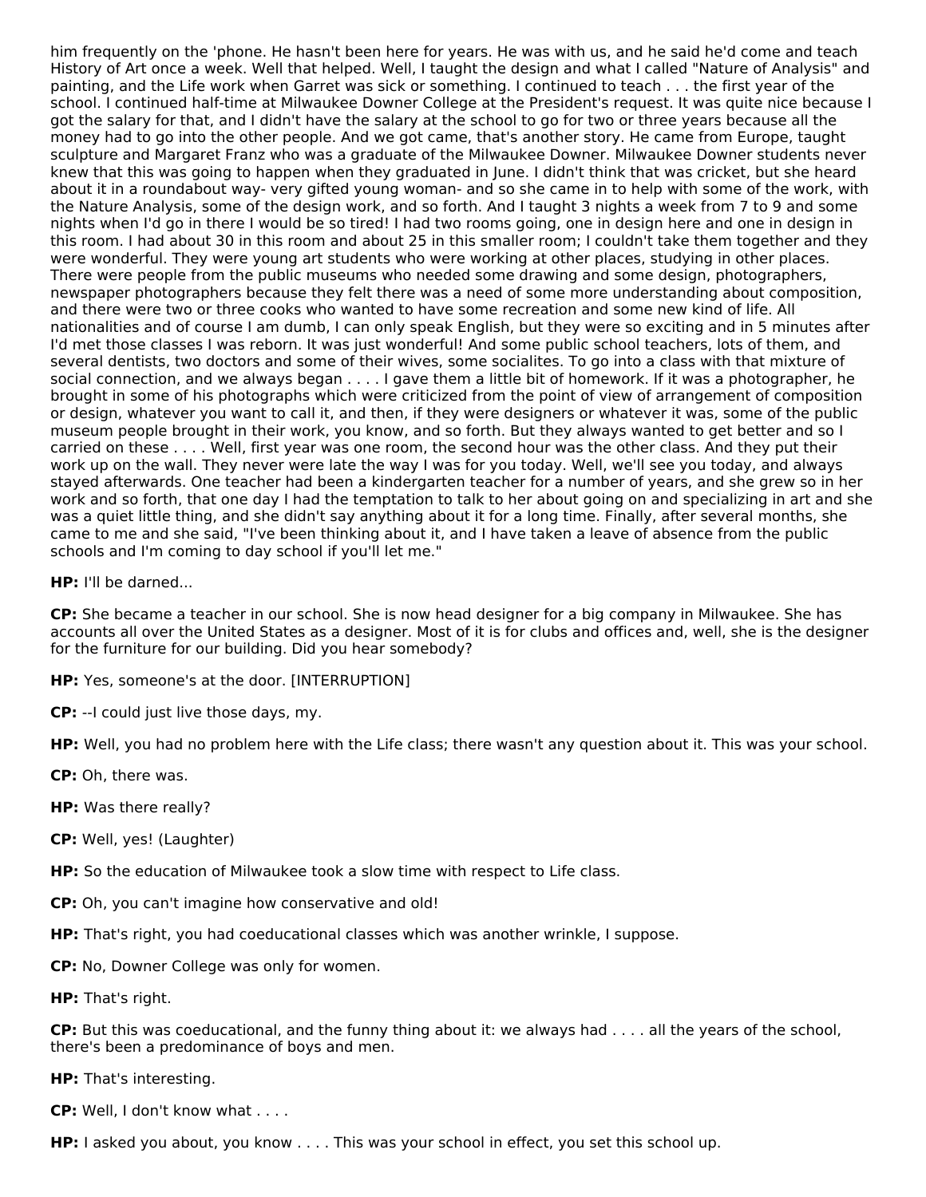him frequently on the 'phone. He hasn't been here for years. He was with us, and he said he'd come and teach History of Art once a week. Well that helped. Well, I taught the design and what I called "Nature of Analysis" and painting, and the Life work when Garret was sick or something. I continued to teach . . . the first year of the school. I continued half-time at Milwaukee Downer College at the President's request. It was quite nice because I got the salary for that, and I didn't have the salary at the school to go for two or three years because all the money had to go into the other people. And we got came, that's another story. He came from Europe, taught sculpture and Margaret Franz who was a graduate of the Milwaukee Downer. Milwaukee Downer students never knew that this was going to happen when they graduated in June. I didn't think that was cricket, but she heard about it in a roundabout way- very gifted young woman- and so she came in to help with some of the work, with the Nature Analysis, some of the design work, and so forth. And I taught 3 nights a week from 7 to 9 and some nights when I'd go in there I would be so tired! I had two rooms going, one in design here and one in design in this room. I had about 30 in this room and about 25 in this smaller room; I couldn't take them together and they were wonderful. They were young art students who were working at other places, studying in other places. There were people from the public museums who needed some drawing and some design, photographers, newspaper photographers because they felt there was a need of some more understanding about composition, and there were two or three cooks who wanted to have some recreation and some new kind of life. All nationalities and of course I am dumb, I can only speak English, but they were so exciting and in 5 minutes after I'd met those classes I was reborn. It was just wonderful! And some public school teachers, lots of them, and several dentists, two doctors and some of their wives, some socialites. To go into a class with that mixture of social connection, and we always began . . . . I gave them a little bit of homework. If it was a photographer, he brought in some of his photographs which were criticized from the point of view of arrangement of composition or design, whatever you want to call it, and then, if they were designers or whatever it was, some of the public museum people brought in their work, you know, and so forth. But they always wanted to get better and so I carried on these . . . . Well, first year was one room, the second hour was the other class. And they put their work up on the wall. They never were late the way I was for you today. Well, we'll see you today, and always stayed afterwards. One teacher had been a kindergarten teacher for a number of years, and she grew so in her work and so forth, that one day I had the temptation to talk to her about going on and specializing in art and she was a quiet little thing, and she didn't say anything about it for a long time. Finally, after several months, she came to me and she said, "I've been thinking about it, and I have taken a leave of absence from the public schools and I'm coming to day school if you'll let me."

**HP:** I'll be darned...

**CP:** She became a teacher in our school. She is now head designer for a big company in Milwaukee. She has accounts all over the United States as a designer. Most of it is for clubs and offices and, well, she is the designer for the furniture for our building. Did you hear somebody?

**HP:** Yes, someone's at the door. [INTERRUPTION]

**CP:** --I could just live those days, my.

**HP:** Well, you had no problem here with the Life class; there wasn't any question about it. This was your school.

**CP:** Oh, there was.

**HP:** Was there really?

**CP:** Well, yes! (Laughter)

**HP:** So the education of Milwaukee took a slow time with respect to Life class.

**CP:** Oh, you can't imagine how conservative and old!

**HP:** That's right, you had coeducational classes which was another wrinkle, I suppose.

**CP:** No, Downer College was only for women.

**HP:** That's right.

**CP:** But this was coeducational, and the funny thing about it: we always had . . . . all the years of the school, there's been a predominance of boys and men.

**HP:** That's interesting.

**CP:** Well, I don't know what . . . .

**HP:** I asked you about, you know . . . . This was your school in effect, you set this school up.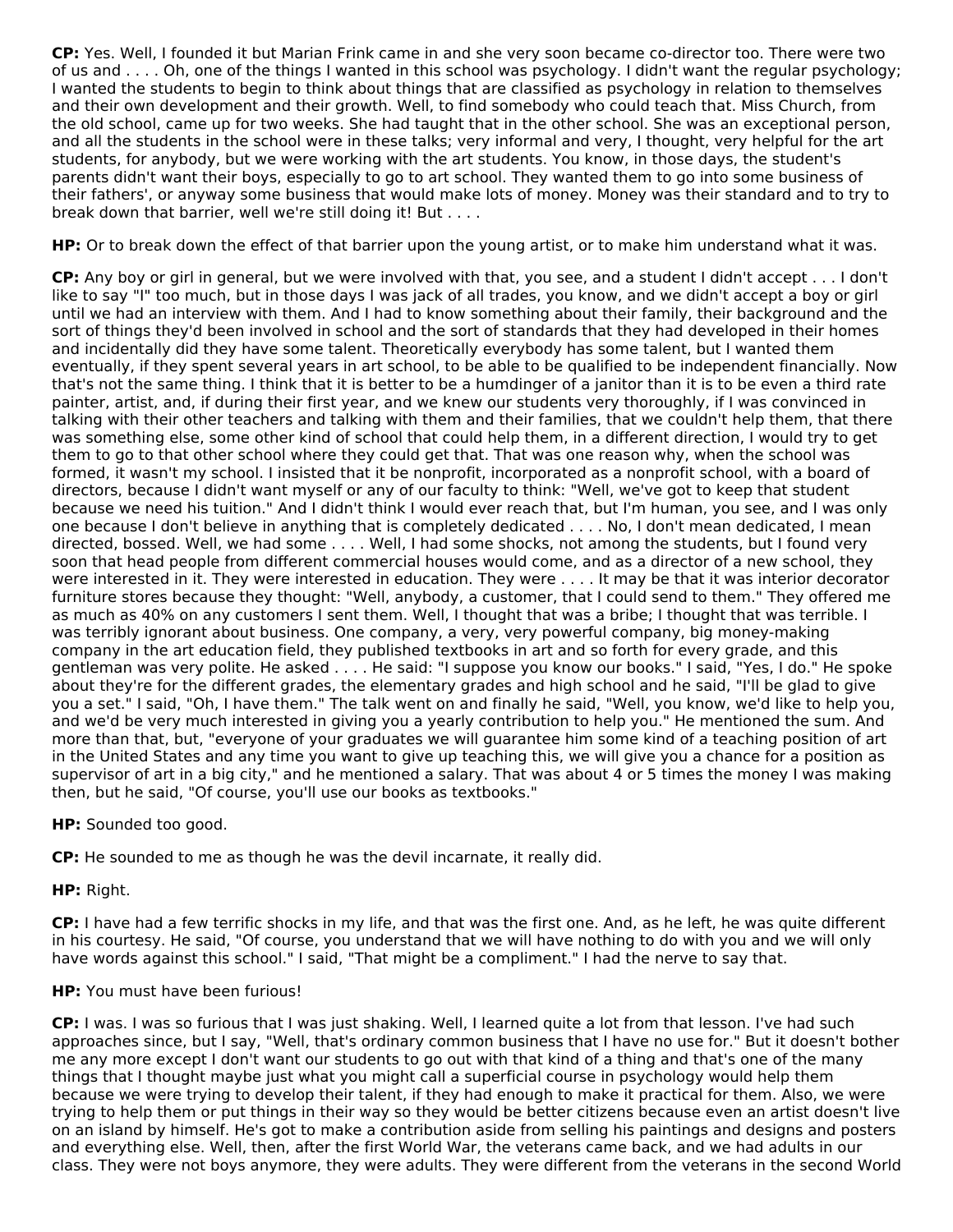**CP:** Yes. Well, I founded it but Marian Frink came in and she very soon became co-director too. There were two of us and . . . . Oh, one of the things I wanted in this school was psychology. I didn't want the regular psychology; I wanted the students to begin to think about things that are classified as psychology in relation to themselves and their own development and their growth. Well, to find somebody who could teach that. Miss Church, from the old school, came up for two weeks. She had taught that in the other school. She was an exceptional person, and all the students in the school were in these talks; very informal and very, I thought, very helpful for the art students, for anybody, but we were working with the art students. You know, in those days, the student's parents didn't want their boys, especially to go to art school. They wanted them to go into some business of their fathers', or anyway some business that would make lots of money. Money was their standard and to try to break down that barrier, well we're still doing it! But . . . .

**HP:** Or to break down the effect of that barrier upon the young artist, or to make him understand what it was.

**CP:** Any boy or girl in general, but we were involved with that, you see, and a student I didn't accept . . . I don't like to say "I" too much, but in those days I was jack of all trades, you know, and we didn't accept a boy or girl until we had an interview with them. And I had to know something about their family, their background and the sort of things they'd been involved in school and the sort of standards that they had developed in their homes and incidentally did they have some talent. Theoretically everybody has some talent, but I wanted them eventually, if they spent several years in art school, to be able to be qualified to be independent financially. Now that's not the same thing. I think that it is better to be a humdinger of a janitor than it is to be even a third rate painter, artist, and, if during their first year, and we knew our students very thoroughly, if I was convinced in talking with their other teachers and talking with them and their families, that we couldn't help them, that there was something else, some other kind of school that could help them, in a different direction, I would try to get them to go to that other school where they could get that. That was one reason why, when the school was formed, it wasn't my school. I insisted that it be nonprofit, incorporated as a nonprofit school, with a board of directors, because I didn't want myself or any of our faculty to think: "Well, we've got to keep that student because we need his tuition." And I didn't think I would ever reach that, but I'm human, you see, and I was only one because I don't believe in anything that is completely dedicated . . . . No, I don't mean dedicated, I mean directed, bossed. Well, we had some . . . . Well, I had some shocks, not among the students, but I found very soon that head people from different commercial houses would come, and as a director of a new school, they were interested in it. They were interested in education. They were . . . . It may be that it was interior decorator furniture stores because they thought: "Well, anybody, a customer, that I could send to them." They offered me as much as 40% on any customers I sent them. Well, I thought that was a bribe; I thought that was terrible. I was terribly ignorant about business. One company, a very, very powerful company, big money-making company in the art education field, they published textbooks in art and so forth for every grade, and this gentleman was very polite. He asked . . . . He said: "I suppose you know our books." I said, "Yes, I do." He spoke about they're for the different grades, the elementary grades and high school and he said, "I'll be glad to give you a set." I said, "Oh, I have them." The talk went on and finally he said, "Well, you know, we'd like to help you, and we'd be very much interested in giving you a yearly contribution to help you." He mentioned the sum. And more than that, but, "everyone of your graduates we will guarantee him some kind of a teaching position of art in the United States and any time you want to give up teaching this, we will give you a chance for a position as supervisor of art in a big city," and he mentioned a salary. That was about 4 or 5 times the money I was making then, but he said, "Of course, you'll use our books as textbooks."

**HP:** Sounded too good.

**CP:** He sounded to me as though he was the devil incarnate, it really did.

**HP:** Right.

**CP:** I have had a few terrific shocks in my life, and that was the first one. And, as he left, he was quite different in his courtesy. He said, "Of course, you understand that we will have nothing to do with you and we will only have words against this school." I said, "That might be a compliment." I had the nerve to say that.

**HP:** You must have been furious!

**CP:** I was. I was so furious that I was just shaking. Well, I learned quite a lot from that lesson. I've had such approaches since, but I say, "Well, that's ordinary common business that I have no use for." But it doesn't bother me any more except I don't want our students to go out with that kind of a thing and that's one of the many things that I thought maybe just what you might call a superficial course in psychology would help them because we were trying to develop their talent, if they had enough to make it practical for them. Also, we were trying to help them or put things in their way so they would be better citizens because even an artist doesn't live on an island by himself. He's got to make a contribution aside from selling his paintings and designs and posters and everything else. Well, then, after the first World War, the veterans came back, and we had adults in our class. They were not boys anymore, they were adults. They were different from the veterans in the second World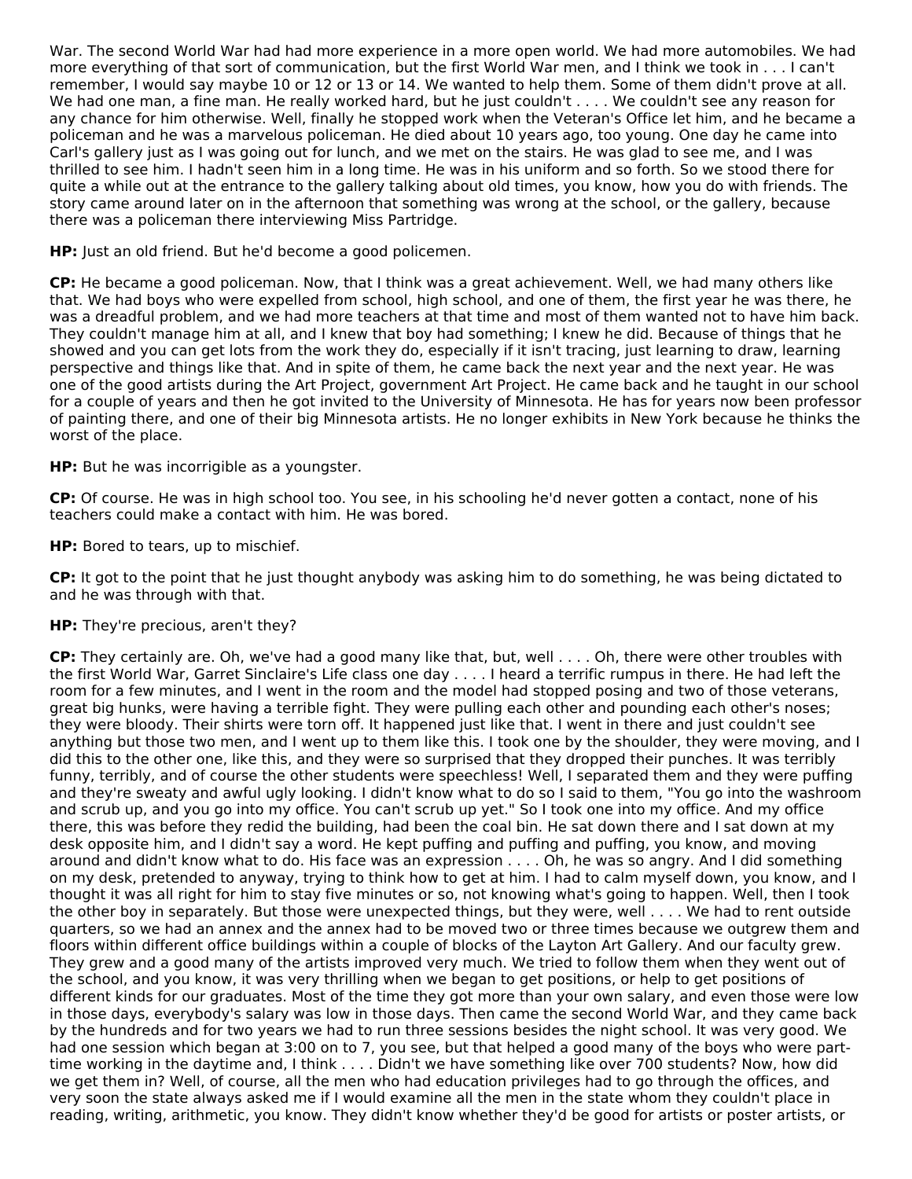War. The second World War had had more experience in a more open world. We had more automobiles. We had more everything of that sort of communication, but the first World War men, and I think we took in . . . I can't remember, I would say maybe 10 or 12 or 13 or 14. We wanted to help them. Some of them didn't prove at all. We had one man, a fine man. He really worked hard, but he just couldn't . . . . We couldn't see any reason for any chance for him otherwise. Well, finally he stopped work when the Veteran's Office let him, and he became a policeman and he was a marvelous policeman. He died about 10 years ago, too young. One day he came into Carl's gallery just as I was going out for lunch, and we met on the stairs. He was glad to see me, and I was thrilled to see him. I hadn't seen him in a long time. He was in his uniform and so forth. So we stood there for quite a while out at the entrance to the gallery talking about old times, you know, how you do with friends. The story came around later on in the afternoon that something was wrong at the school, or the gallery, because there was a policeman there interviewing Miss Partridge.

**HP:** Just an old friend. But he'd become a good policemen.

**CP:** He became a good policeman. Now, that I think was a great achievement. Well, we had many others like that. We had boys who were expelled from school, high school, and one of them, the first year he was there, he was a dreadful problem, and we had more teachers at that time and most of them wanted not to have him back. They couldn't manage him at all, and I knew that boy had something; I knew he did. Because of things that he showed and you can get lots from the work they do, especially if it isn't tracing, just learning to draw, learning perspective and things like that. And in spite of them, he came back the next year and the next year. He was one of the good artists during the Art Project, government Art Project. He came back and he taught in our school for a couple of years and then he got invited to the University of Minnesota. He has for years now been professor of painting there, and one of their big Minnesota artists. He no longer exhibits in New York because he thinks the worst of the place.

**HP:** But he was incorrigible as a youngster.

**CP:** Of course. He was in high school too. You see, in his schooling he'd never gotten a contact, none of his teachers could make a contact with him. He was bored.

**HP:** Bored to tears, up to mischief.

**CP:** It got to the point that he just thought anybody was asking him to do something, he was being dictated to and he was through with that.

**HP:** They're precious, aren't they?

**CP:** They certainly are. Oh, we've had a good many like that, but, well . . . . Oh, there were other troubles with the first World War, Garret Sinclaire's Life class one day . . . . I heard a terrific rumpus in there. He had left the room for a few minutes, and I went in the room and the model had stopped posing and two of those veterans, great big hunks, were having a terrible fight. They were pulling each other and pounding each other's noses; they were bloody. Their shirts were torn off. It happened just like that. I went in there and just couldn't see anything but those two men, and I went up to them like this. I took one by the shoulder, they were moving, and I did this to the other one, like this, and they were so surprised that they dropped their punches. It was terribly funny, terribly, and of course the other students were speechless! Well, I separated them and they were puffing and they're sweaty and awful ugly looking. I didn't know what to do so I said to them, "You go into the washroom and scrub up, and you go into my office. You can't scrub up yet." So I took one into my office. And my office there, this was before they redid the building, had been the coal bin. He sat down there and I sat down at my desk opposite him, and I didn't say a word. He kept puffing and puffing and puffing, you know, and moving around and didn't know what to do. His face was an expression . . . . Oh, he was so angry. And I did something on my desk, pretended to anyway, trying to think how to get at him. I had to calm myself down, you know, and I thought it was all right for him to stay five minutes or so, not knowing what's going to happen. Well, then I took the other boy in separately. But those were unexpected things, but they were, well . . . . We had to rent outside quarters, so we had an annex and the annex had to be moved two or three times because we outgrew them and floors within different office buildings within a couple of blocks of the Layton Art Gallery. And our faculty grew. They grew and a good many of the artists improved very much. We tried to follow them when they went out of the school, and you know, it was very thrilling when we began to get positions, or help to get positions of different kinds for our graduates. Most of the time they got more than your own salary, and even those were low in those days, everybody's salary was low in those days. Then came the second World War, and they came back by the hundreds and for two years we had to run three sessions besides the night school. It was very good. We had one session which began at 3:00 on to 7, you see, but that helped a good many of the boys who were part-time working in the daytime and, I think . . . . Didn't we have something like over 700 students? Now, how did we get them in? Well, of course, all the men who had education privileges had to go through the offices, and very soon the state always asked me if I would examine all the men in the state whom they couldn't place in reading, writing, arithmetic, you know. They didn't know whether they'd be good for artists or poster artists, or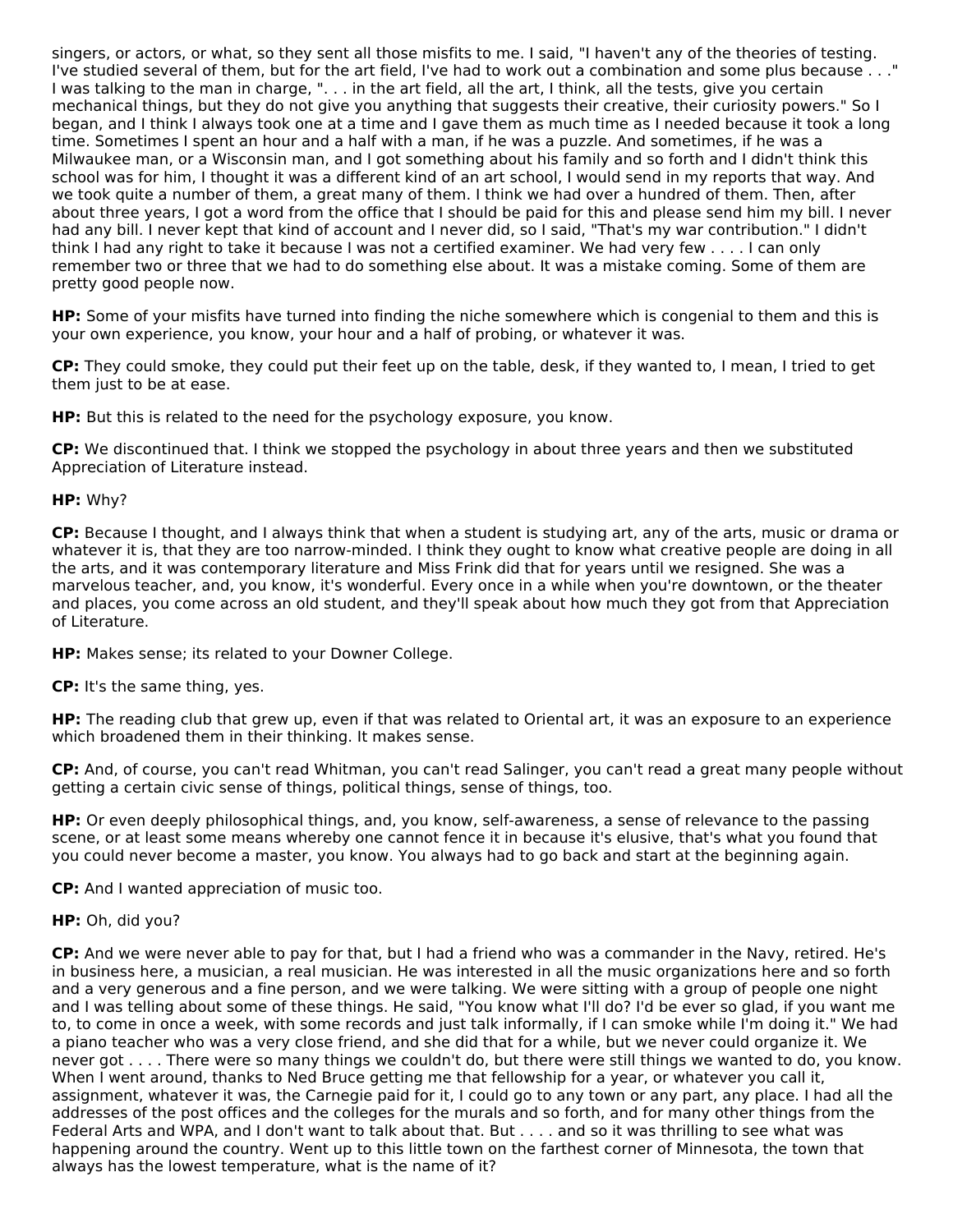singers, or actors, or what, so they sent all those misfits to me. I said, "I haven't any of the theories of testing. I've studied several of them, but for the art field, I've had to work out a combination and some plus because . . ." I was talking to the man in charge, ". . . in the art field, all the art, I think, all the tests, give you certain mechanical things, but they do not give you anything that suggests their creative, their curiosity powers." So I began, and I think I always took one at a time and I gave them as much time as I needed because it took a long time. Sometimes I spent an hour and a half with a man, if he was a puzzle. And sometimes, if he was a Milwaukee man, or a Wisconsin man, and I got something about his family and so forth and I didn't think this school was for him, I thought it was a different kind of an art school, I would send in my reports that way. And we took quite a number of them, a great many of them. I think we had over a hundred of them. Then, after about three years, I got a word from the office that I should be paid for this and please send him my bill. I never had any bill. I never kept that kind of account and I never did, so I said, "That's my war contribution." I didn't think I had any right to take it because I was not a certified examiner. We had very few . . . . I can only remember two or three that we had to do something else about. It was a mistake coming. Some of them are pretty good people now.

**HP:** Some of your misfits have turned into finding the niche somewhere which is congenial to them and this is your own experience, you know, your hour and a half of probing, or whatever it was.

**CP:** They could smoke, they could put their feet up on the table, desk, if they wanted to, I mean, I tried to get them just to be at ease.

**HP:** But this is related to the need for the psychology exposure, you know.

**CP:** We discontinued that. I think we stopped the psychology in about three years and then we substituted Appreciation of Literature instead.

**HP:** Why?

**CP:** Because I thought, and I always think that when a student is studying art, any of the arts, music or drama or whatever it is, that they are too narrow-minded. I think they ought to know what creative people are doing in all the arts, and it was contemporary literature and Miss Frink did that for years until we resigned. She was a marvelous teacher, and, you know, it's wonderful. Every once in a while when you're downtown, or the theater and places, you come across an old student, and they'll speak about how much they got from that Appreciation of Literature.

**HP:** Makes sense; its related to your Downer College.

**CP:** It's the same thing, yes.

**HP:** The reading club that grew up, even if that was related to Oriental art, it was an exposure to an experience which broadened them in their thinking. It makes sense.

**CP:** And, of course, you can't read Whitman, you can't read Salinger, you can't read a great many people without getting a certain civic sense of things, political things, sense of things, too.

**HP:** Or even deeply philosophical things, and, you know, self-awareness, a sense of relevance to the passing scene, or at least some means whereby one cannot fence it in because it's elusive, that's what you found that you could never become a master, you know. You always had to go back and start at the beginning again.

**CP:** And I wanted appreciation of music too.

**HP:** Oh, did you?

**CP:** And we were never able to pay for that, but I had a friend who was a commander in the Navy, retired. He's in business here, a musician, a real musician. He was interested in all the music organizations here and so forth and a very generous and a fine person, and we were talking. We were sitting with a group of people one night and I was telling about some of these things. He said, "You know what I'll do? I'd be ever so glad, if you want me to, to come in once a week, with some records and just talk informally, if I can smoke while I'm doing it." We had a piano teacher who was a very close friend, and she did that for a while, but we never could organize it. We never got . . . . There were so many things we couldn't do, but there were still things we wanted to do, you know. When I went around, thanks to Ned Bruce getting me that fellowship for a year, or whatever you call it, assignment, whatever it was, the Carnegie paid for it, I could go to any town or any part, any place. I had all the addresses of the post offices and the colleges for the murals and so forth, and for many other things from the Federal Arts and WPA, and I don't want to talk about that. But . . . . and so it was thrilling to see what was happening around the country. Went up to this little town on the farthest corner of Minnesota, the town that always has the lowest temperature, what is the name of it?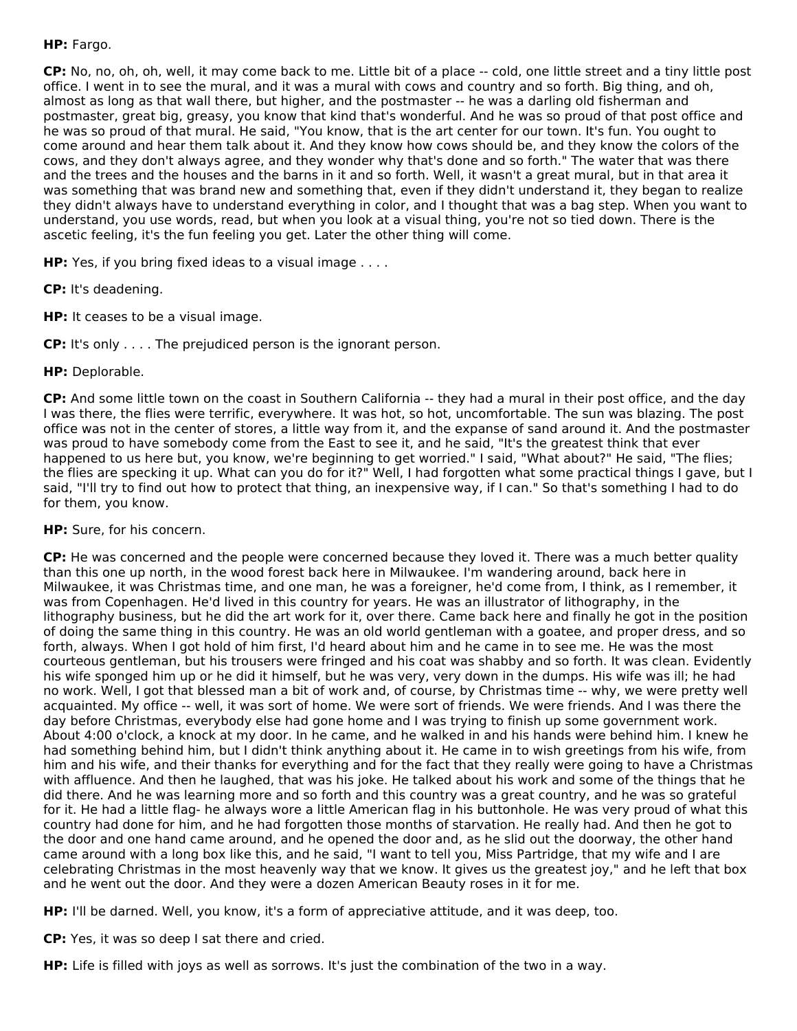**HP:** Fargo.

**CP:** No, no, oh, oh, well, it may come back to me. Little bit of a place -- cold, one little street and a tiny little post office. I went in to see the mural, and it was a mural with cows and country and so forth. Big thing, and oh, almost as long as that wall there, but higher, and the postmaster -- he was a darling old fisherman and postmaster, great big, greasy, you know that kind that's wonderful. And he was so proud of that post office and he was so proud of that mural. He said, "You know, that is the art center for our town. It's fun. You ought to come around and hear them talk about it. And they know how cows should be, and they know the colors of the cows, and they don't always agree, and they wonder why that's done and so forth." The water that was there and the trees and the houses and the barns in it and so forth. Well, it wasn't a great mural, but in that area it was something that was brand new and something that, even if they didn't understand it, they began to realize they didn't always have to understand everything in color, and I thought that was a bag step. When you want to understand, you use words, read, but when you look at a visual thing, you're not so tied down. There is the ascetic feeling, it's the fun feeling you get. Later the other thing will come.

**HP:** Yes, if you bring fixed ideas to a visual image . . . .

**CP:** It's deadening.

**HP:** It ceases to be a visual image.

**CP:** It's only . . . . The prejudiced person is the ignorant person.

**HP:** Deplorable.

**CP:** And some little town on the coast in Southern California -- they had a mural in their post office, and the day I was there, the flies were terrific, everywhere. It was hot, so hot, uncomfortable. The sun was blazing. The post office was not in the center of stores, a little way from it, and the expanse of sand around it. And the postmaster was proud to have somebody come from the East to see it, and he said, "It's the greatest think that ever happened to us here but, you know, we're beginning to get worried." I said, "What about?" He said, "The flies; the flies are specking it up. What can you do for it?" Well, I had forgotten what some practical things I gave, but I said, "I'll try to find out how to protect that thing, an inexpensive way, if I can." So that's something I had to do for them, you know.

**HP:** Sure, for his concern.

**CP:** He was concerned and the people were concerned because they loved it. There was a much better quality than this one up north, in the wood forest back here in Milwaukee. I'm wandering around, back here in Milwaukee, it was Christmas time, and one man, he was a foreigner, he'd come from, I think, as I remember, it was from Copenhagen. He'd lived in this country for years. He was an illustrator of lithography, in the lithography business, but he did the art work for it, over there. Came back here and finally he got in the position of doing the same thing in this country. He was an old world gentleman with a goatee, and proper dress, and so forth, always. When I got hold of him first, I'd heard about him and he came in to see me. He was the most courteous gentleman, but his trousers were fringed and his coat was shabby and so forth. It was clean. Evidently his wife sponged him up or he did it himself, but he was very, very down in the dumps. His wife was ill; he had no work. Well, I got that blessed man a bit of work and, of course, by Christmas time -- why, we were pretty well acquainted. My office -- well, it was sort of home. We were sort of friends. We were friends. And I was there the day before Christmas, everybody else had gone home and I was trying to finish up some government work. About 4:00 o'clock, a knock at my door. In he came, and he walked in and his hands were behind him. I knew he had something behind him, but I didn't think anything about it. He came in to wish greetings from his wife, from him and his wife, and their thanks for everything and for the fact that they really were going to have a Christmas with affluence. And then he laughed, that was his joke. He talked about his work and some of the things that he did there. And he was learning more and so forth and this country was a great country, and he was so grateful for it. He had a little flag- he always wore a little American flag in his buttonhole. He was very proud of what this country had done for him, and he had forgotten those months of starvation. He really had. And then he got to the door and one hand came around, and he opened the door and, as he slid out the doorway, the other hand came around with a long box like this, and he said, "I want to tell you, Miss Partridge, that my wife and I are celebrating Christmas in the most heavenly way that we know. It gives us the greatest joy," and he left that box and he went out the door. And they were a dozen American Beauty roses in it for me.

**HP:** I'll be darned. Well, you know, it's a form of appreciative attitude, and it was deep, too.

**CP:** Yes, it was so deep I sat there and cried.

**HP:** Life is filled with joys as well as sorrows. It's just the combination of the two in a way.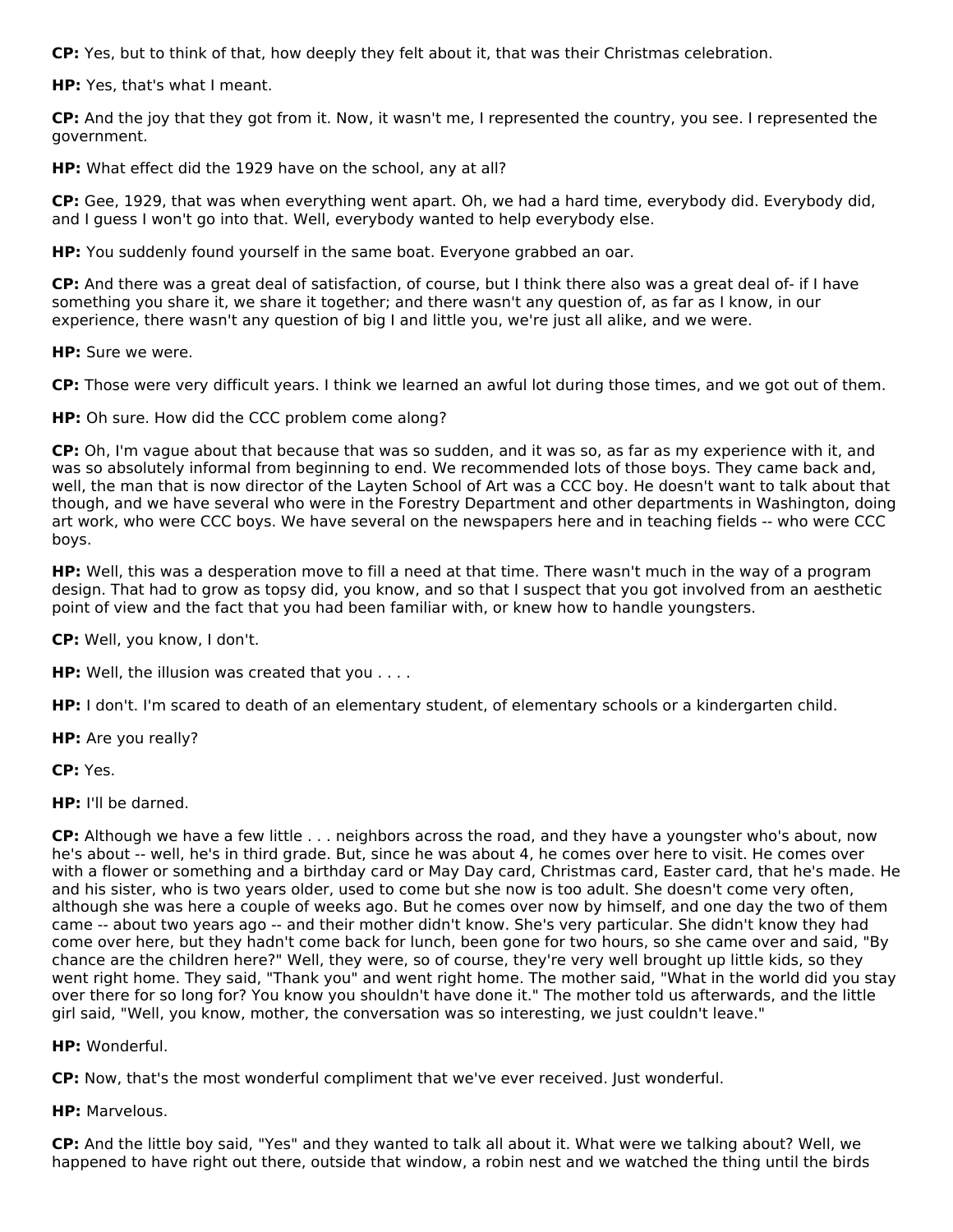**CP:** Yes, but to think of that, how deeply they felt about it, that was their Christmas celebration.

**HP:** Yes, that's what I meant.

**CP:** And the joy that they got from it. Now, it wasn't me, I represented the country, you see. I represented the government.

**HP:** What effect did the 1929 have on the school, any at all?

**CP:** Gee, 1929, that was when everything went apart. Oh, we had a hard time, everybody did. Everybody did, and I guess I won't go into that. Well, everybody wanted to help everybody else.

**HP:** You suddenly found yourself in the same boat. Everyone grabbed an oar.

**CP:** And there was a great deal of satisfaction, of course, but I think there also was a great deal of- if I have something you share it, we share it together; and there wasn't any question of, as far as I know, in our experience, there wasn't any question of big I and little you, we're just all alike, and we were.

**HP:** Sure we were.

**CP:** Those were very difficult years. I think we learned an awful lot during those times, and we got out of them.

**HP:** Oh sure. How did the CCC problem come along?

**CP:** Oh, I'm vague about that because that was so sudden, and it was so, as far as my experience with it, and was so absolutely informal from beginning to end. We recommended lots of those boys. They came back and, well, the man that is now director of the Layten School of Art was a CCC boy. He doesn't want to talk about that though, and we have several who were in the Forestry Department and other departments in Washington, doing art work, who were CCC boys. We have several on the newspapers here and in teaching fields -- who were CCC boys.

**HP:** Well, this was a desperation move to fill a need at that time. There wasn't much in the way of a program design. That had to grow as topsy did, you know, and so that I suspect that you got involved from an aesthetic point of view and the fact that you had been familiar with, or knew how to handle youngsters.

**CP:** Well, you know, I don't.

**HP:** Well, the illusion was created that you . . . .

**HP:** I don't. I'm scared to death of an elementary student, of elementary schools or a kindergarten child.

**HP:** Are you really?

**CP:** Yes.

**HP:** I'll be darned.

**CP:** Although we have a few little . . . neighbors across the road, and they have a youngster who's about, now he's about -- well, he's in third grade. But, since he was about 4, he comes over here to visit. He comes over with a flower or something and a birthday card or May Day card, Christmas card, Easter card, that he's made. He and his sister, who is two years older, used to come but she now is too adult. She doesn't come very often, although she was here a couple of weeks ago. But he comes over now by himself, and one day the two of them came -- about two years ago -- and their mother didn't know. She's very particular. She didn't know they had come over here, but they hadn't come back for lunch, been gone for two hours, so she came over and said, "By chance are the children here?" Well, they were, so of course, they're very well brought up little kids, so they went right home. They said, "Thank you" and went right home. The mother said, "What in the world did you stay over there for so long for? You know you shouldn't have done it." The mother told us afterwards, and the little girl said, "Well, you know, mother, the conversation was so interesting, we just couldn't leave."

**HP:** Wonderful.

**CP:** Now, that's the most wonderful compliment that we've ever received. Just wonderful.

**HP:** Marvelous.

**CP:** And the little boy said, "Yes" and they wanted to talk all about it. What were we talking about? Well, we happened to have right out there, outside that window, a robin nest and we watched the thing until the birds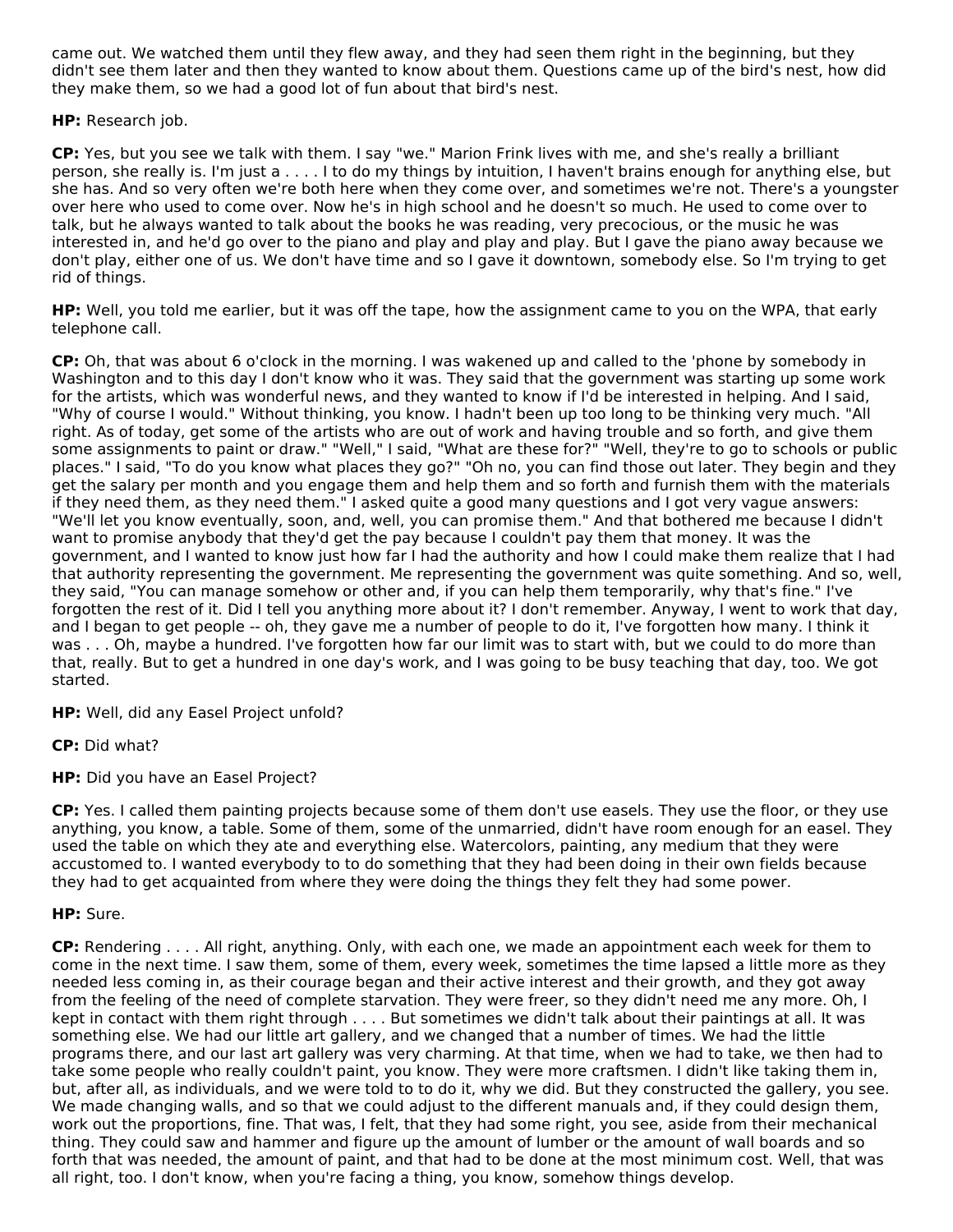came out. We watched them until they flew away, and they had seen them right in the beginning, but they didn't see them later and then they wanted to know about them. Questions came up of the bird's nest, how did they make them, so we had a good lot of fun about that bird's nest.

**HP:** Research job.

**CP:** Yes, but you see we talk with them. I say "we." Marion Frink lives with me, and she's really a brilliant person, she really is. I'm just a . . . . I to do my things by intuition, I haven't brains enough for anything else, but she has. And so very often we're both here when they come over, and sometimes we're not. There's a youngster over here who used to come over. Now he's in high school and he doesn't so much. He used to come over to talk, but he always wanted to talk about the books he was reading, very precocious, or the music he was interested in, and he'd go over to the piano and play and play and play. But I gave the piano away because we don't play, either one of us. We don't have time and so I gave it downtown, somebody else. So I'm trying to get rid of things.

**HP:** Well, you told me earlier, but it was off the tape, how the assignment came to you on the WPA, that early telephone call.

**CP:** Oh, that was about 6 o'clock in the morning. I was wakened up and called to the 'phone by somebody in Washington and to this day I don't know who it was. They said that the government was starting up some work for the artists, which was wonderful news, and they wanted to know if I'd be interested in helping. And I said, "Why of course I would." Without thinking, you know. I hadn't been up too long to be thinking very much. "All right. As of today, get some of the artists who are out of work and having trouble and so forth, and give them some assignments to paint or draw." "Well," I said, "What are these for?" "Well, they're to go to schools or public places." I said, "To do you know what places they go?" "Oh no, you can find those out later. They begin and they get the salary per month and you engage them and help them and so forth and furnish them with the materials if they need them, as they need them." I asked quite a good many questions and I got very vague answers: "We'll let you know eventually, soon, and, well, you can promise them." And that bothered me because I didn't want to promise anybody that they'd get the pay because I couldn't pay them that money. It was the government, and I wanted to know just how far I had the authority and how I could make them realize that I had that authority representing the government. Me representing the government was quite something. And so, well, they said, "You can manage somehow or other and, if you can help them temporarily, why that's fine." I've forgotten the rest of it. Did I tell you anything more about it? I don't remember. Anyway, I went to work that day, and I began to get people -- oh, they gave me a number of people to do it, I've forgotten how many. I think it was . . . Oh, maybe a hundred. I've forgotten how far our limit was to start with, but we could to do more than that, really. But to get a hundred in one day's work, and I was going to be busy teaching that day, too. We got started.

**HP:** Well, did any Easel Project unfold?

**CP:** Did what?

**HP:** Did you have an Easel Project?

**CP:** Yes. I called them painting projects because some of them don't use easels. They use the floor, or they use anything, you know, a table. Some of them, some of the unmarried, didn't have room enough for an easel. They used the table on which they ate and everything else. Watercolors, painting, any medium that they were accustomed to. I wanted everybody to to do something that they had been doing in their own fields because they had to get acquainted from where they were doing the things they felt they had some power.

**HP:** Sure.

**CP:** Rendering . . . . All right, anything. Only, with each one, we made an appointment each week for them to come in the next time. I saw them, some of them, every week, sometimes the time lapsed a little more as they needed less coming in, as their courage began and their active interest and their growth, and they got away from the feeling of the need of complete starvation. They were freer, so they didn't need me any more. Oh, I kept in contact with them right through . . . . But sometimes we didn't talk about their paintings at all. It was something else. We had our little art gallery, and we changed that a number of times. We had the little programs there, and our last art gallery was very charming. At that time, when we had to take, we then had to take some people who really couldn't paint, you know. They were more craftsmen. I didn't like taking them in, but, after all, as individuals, and we were told to to do it, why we did. But they constructed the gallery, you see. We made changing walls, and so that we could adjust to the different manuals and, if they could design them, work out the proportions, fine. That was, I felt, that they had some right, you see, aside from their mechanical thing. They could saw and hammer and figure up the amount of lumber or the amount of wall boards and so forth that was needed, the amount of paint, and that had to be done at the most minimum cost. Well, that was all right, too. I don't know, when you're facing a thing, you know, somehow things develop.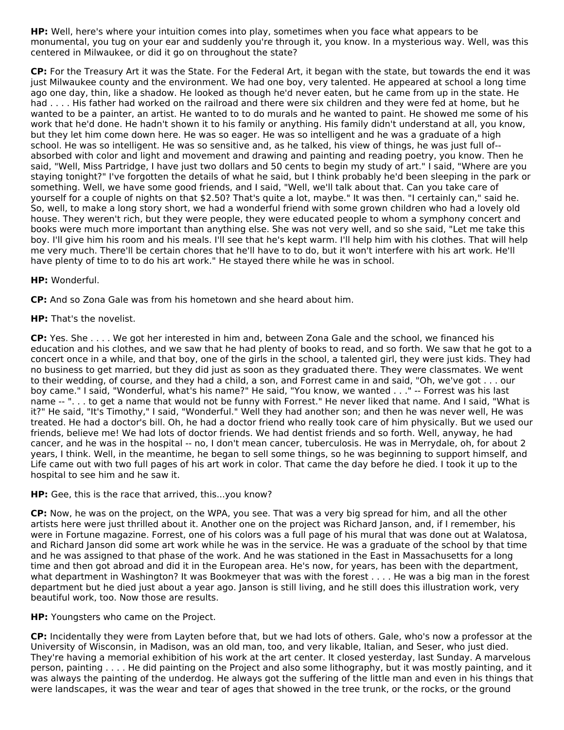**HP:** Well, here's where your intuition comes into play, sometimes when you face what appears to be monumental, you tug on your ear and suddenly you're through it, you know. In a mysterious way. Well, was this centered in Milwaukee, or did it go on throughout the state?

**CP:** For the Treasury Art it was the State. For the Federal Art, it began with the state, but towards the end it was just Milwaukee county and the environment. We had one boy, very talented. He appeared at school a long time ago one day, thin, like a shadow. He looked as though he'd never eaten, but he came from up in the state. He had . . . . His father had worked on the railroad and there were six children and they were fed at home, but he wanted to be a painter, an artist. He wanted to to do murals and he wanted to paint. He showed me some of his work that he'd done. He hadn't shown it to his family or anything. His family didn't understand at all, you know, but they let him come down here. He was so eager. He was so intelligent and he was a graduate of a high school. He was so intelligent. He was so sensitive and, as he talked, his view of things, he was just full of--absorbed with color and light and movement and drawing and painting and reading poetry, you know. Then he said, "Well, Miss Partridge, I have just two dollars and 50 cents to begin my study of art." I said, "Where are you staying tonight?" I've forgotten the details of what he said, but I think probably he'd been sleeping in the park or something. Well, we have some good friends, and I said, "Well, we'll talk about that. Can you take care of yourself for a couple of nights on that $2.50? That's quite a lot, maybe." It was then. "I certainly can," said he. So, well, to make a long story short, we had a wonderful friend with some grown children who had a lovely old house. They weren't rich, but they were people, they were educated people to whom a symphony concert and books were much more important than anything else. She was not very well, and so she said, "Let me take this boy. I'll give him his room and his meals. I'll see that he's kept warm. I'll help him with his clothes. That will help me very much. There'll be certain chores that he'll have to to do, but it won't interfere with his art work. He'll have plenty of time to to do his art work." He stayed there while he was in school.

**HP:** Wonderful.

**CP:** And so Zona Gale was from his hometown and she heard about him.

**HP:** That's the novelist.

**CP:** Yes. She . . . . We got her interested in him and, between Zona Gale and the school, we financed his education and his clothes, and we saw that he had plenty of books to read, and so forth. We saw that he got to a concert once in a while, and that boy, one of the girls in the school, a talented girl, they were just kids. They had no business to get married, but they did just as soon as they graduated there. They were classmates. We went to their wedding, of course, and they had a child, a son, and Forrest came in and said, "Oh, we've got . . . our boy came." I said, "Wonderful, what's his name?" He said, "You know, we wanted . . ." -- Forrest was his last name -- ". . . to get a name that would not be funny with Forrest." He never liked that name. And I said, "What is it?" He said, "It's Timothy," I said, "Wonderful." Well they had another son; and then he was never well, He was treated. He had a doctor's bill. Oh, he had a doctor friend who really took care of him physically. But we used our friends, believe me! We had lots of doctor friends. We had dentist friends and so forth. Well, anyway, he had cancer, and he was in the hospital -- no, I don't mean cancer, tuberculosis. He was in Merrydale, oh, for about 2 years, I think. Well, in the meantime, he began to sell some things, so he was beginning to support himself, and Life came out with two full pages of his art work in color. That came the day before he died. I took it up to the hospital to see him and he saw it.

**HP:** Gee, this is the race that arrived, this...you know?

**CP:** Now, he was on the project, on the WPA, you see. That was a very big spread for him, and all the other artists here were just thrilled about it. Another one on the project was Richard Janson, and, if I remember, his were in Fortune magazine. Forrest, one of his colors was a full page of his mural that was done out at Walatosa, and Richard Janson did some art work while he was in the service. He was a graduate of the school by that time and he was assigned to that phase of the work. And he was stationed in the East in Massachusetts for a long time and then got abroad and did it in the European area. He's now, for years, has been with the department, what department in Washington? It was Bookmeyer that was with the forest . . . . He was a big man in the forest department but he died just about a year ago. Janson is still living, and he still does this illustration work, very beautiful work, too. Now those are results.

**HP:** Youngsters who came on the Project.

**CP:** Incidentally they were from Layten before that, but we had lots of others. Gale, who's now a professor at the University of Wisconsin, in Madison, was an old man, too, and very likable, Italian, and Seser, who just died. They're having a memorial exhibition of his work at the art center. It closed yesterday, last Sunday. A marvelous person, painting . . . . He did painting on the Project and also some lithography, but it was mostly painting, and it was always the painting of the underdog. He always got the suffering of the little man and even in his things that were landscapes, it was the wear and tear of ages that showed in the tree trunk, or the rocks, or the ground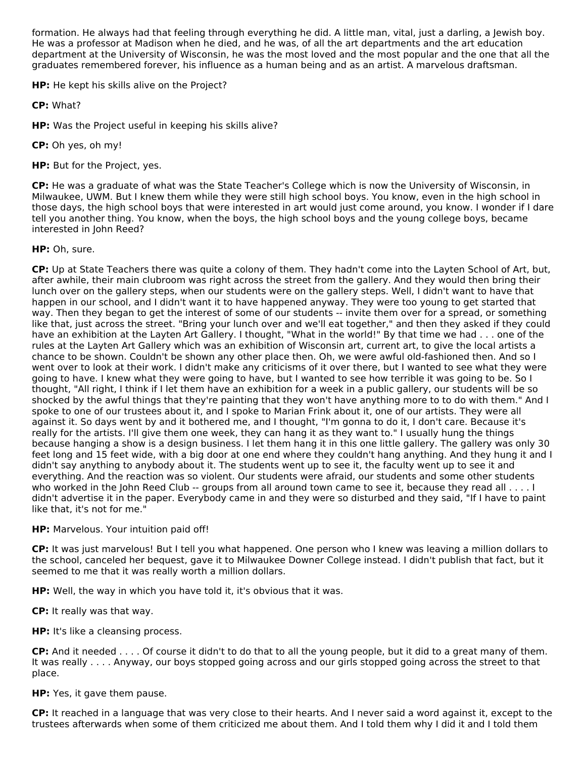formation. He always had that feeling through everything he did. A little man, vital, just a darling, a Jewish boy. He was a professor at Madison when he died, and he was, of all the art departments and the art education department at the University of Wisconsin, he was the most loved and the most popular and the one that all the graduates remembered forever, his influence as a human being and as an artist. A marvelous draftsman.

**HP:** He kept his skills alive on the Project?

**CP:** What?

**HP:** Was the Project useful in keeping his skills alive?

**CP:** Oh yes, oh my!

**HP:** But for the Project, yes.

**CP:** He was a graduate of what was the State Teacher's College which is now the University of Wisconsin, in Milwaukee, UWM. But I knew them while they were still high school boys. You know, even in the high school in those days, the high school boys that were interested in art would just come around, you know. I wonder if I dare tell you another thing. You know, when the boys, the high school boys and the young college boys, became interested in John Reed?

**HP:** Oh, sure.

**CP:** Up at State Teachers there was quite a colony of them. They hadn't come into the Layten School of Art, but, after awhile, their main clubroom was right across the street from the gallery. And they would then bring their lunch over on the gallery steps, when our students were on the gallery steps. Well, I didn't want to have that happen in our school, and I didn't want it to have happened anyway. They were too young to get started that way. Then they began to get the interest of some of our students -- invite them over for a spread, or something like that, just across the street. "Bring your lunch over and we'll eat together," and then they asked if they could have an exhibition at the Layten Art Gallery. I thought, "What in the world!" By that time we had . . . one of the rules at the Layten Art Gallery which was an exhibition of Wisconsin art, current art, to give the local artists a chance to be shown. Couldn't be shown any other place then. Oh, we were awful old-fashioned then. And so I went over to look at their work. I didn't make any criticisms of it over there, but I wanted to see what they were going to have. I knew what they were going to have, but I wanted to see how terrible it was going to be. So I thought, "All right, I think if I let them have an exhibition for a week in a public gallery, our students will be so shocked by the awful things that they're painting that they won't have anything more to to do with them." And I spoke to one of our trustees about it, and I spoke to Marian Frink about it, one of our artists. They were all against it. So days went by and it bothered me, and I thought, "I'm gonna to do it, I don't care. Because it's really for the artists. I'll give them one week, they can hang it as they want to." I usually hung the things because hanging a show is a design business. I let them hang it in this one little gallery. The gallery was only 30 feet long and 15 feet wide, with a big door at one end where they couldn't hang anything. And they hung it and I didn't say anything to anybody about it. The students went up to see it, the faculty went up to see it and everything. And the reaction was so violent. Our students were afraid, our students and some other students who worked in the John Reed Club -- groups from all around town came to see it, because they read all . . . . I didn't advertise it in the paper. Everybody came in and they were so disturbed and they said, "If I have to paint like that, it's not for me."

**HP:** Marvelous. Your intuition paid off!

**CP:** It was just marvelous! But I tell you what happened. One person who I knew was leaving a million dollars to the school, canceled her bequest, gave it to Milwaukee Downer College instead. I didn't publish that fact, but it seemed to me that it was really worth a million dollars.

**HP:** Well, the way in which you have told it, it's obvious that it was.

**CP:** It really was that way.

**HP:** It's like a cleansing process.

**CP:** And it needed . . . . Of course it didn't to do that to all the young people, but it did to a great many of them. It was really . . . . Anyway, our boys stopped going across and our girls stopped going across the street to that place.

**HP:** Yes, it gave them pause.

**CP:** It reached in a language that was very close to their hearts. And I never said a word against it, except to the trustees afterwards when some of them criticized me about them. And I told them why I did it and I told them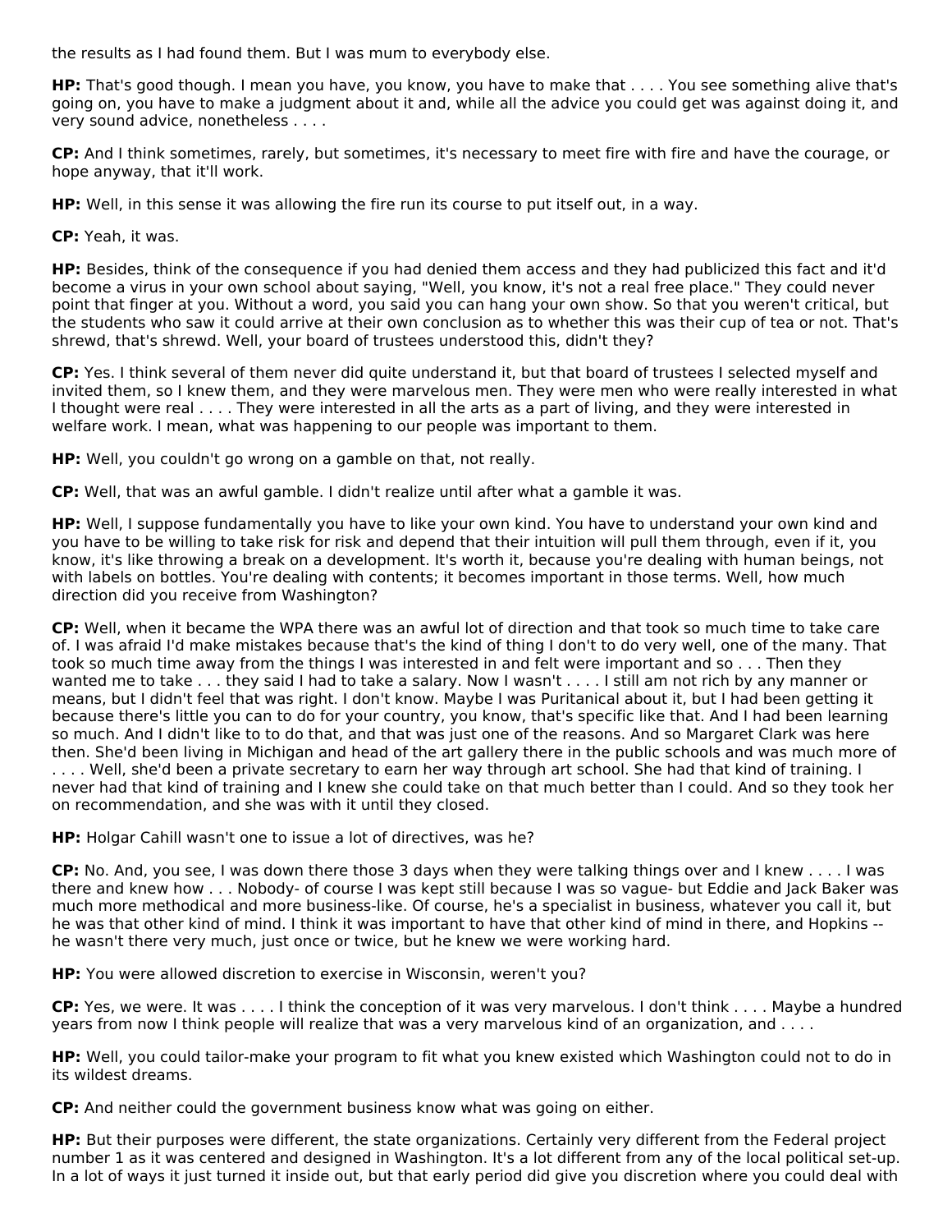the results as I had found them. But I was mum to everybody else.

**HP:** That's good though. I mean you have, you know, you have to make that . . . . You see something alive that's going on, you have to make a judgment about it and, while all the advice you could get was against doing it, and very sound advice, nonetheless . . . .

**CP:** And I think sometimes, rarely, but sometimes, it's necessary to meet fire with fire and have the courage, or hope anyway, that it'll work.

**HP:** Well, in this sense it was allowing the fire run its course to put itself out, in a way.

**CP:** Yeah, it was.

**HP:** Besides, think of the consequence if you had denied them access and they had publicized this fact and it'd become a virus in your own school about saying, "Well, you know, it's not a real free place." They could never point that finger at you. Without a word, you said you can hang your own show. So that you weren't critical, but the students who saw it could arrive at their own conclusion as to whether this was their cup of tea or not. That's shrewd, that's shrewd. Well, your board of trustees understood this, didn't they?

**CP:** Yes. I think several of them never did quite understand it, but that board of trustees I selected myself and invited them, so I knew them, and they were marvelous men. They were men who were really interested in what I thought were real . . . . They were interested in all the arts as a part of living, and they were interested in welfare work. I mean, what was happening to our people was important to them.

**HP:** Well, you couldn't go wrong on a gamble on that, not really.

**CP:** Well, that was an awful gamble. I didn't realize until after what a gamble it was.

**HP:** Well, I suppose fundamentally you have to like your own kind. You have to understand your own kind and you have to be willing to take risk for risk and depend that their intuition will pull them through, even if it, you know, it's like throwing a break on a development. It's worth it, because you're dealing with human beings, not with labels on bottles. You're dealing with contents; it becomes important in those terms. Well, how much direction did you receive from Washington?

**CP:** Well, when it became the WPA there was an awful lot of direction and that took so much time to take care of. I was afraid I'd make mistakes because that's the kind of thing I don't to do very well, one of the many. That took so much time away from the things I was interested in and felt were important and so . . . Then they wanted me to take . . . they said I had to take a salary. Now I wasn't . . . . I still am not rich by any manner or means, but I didn't feel that was right. I don't know. Maybe I was Puritanical about it, but I had been getting it because there's little you can to do for your country, you know, that's specific like that. And I had been learning so much. And I didn't like to to do that, and that was just one of the reasons. And so Margaret Clark was here then. She'd been living in Michigan and head of the art gallery there in the public schools and was much more of . . . . Well, she'd been a private secretary to earn her way through art school. She had that kind of training. I never had that kind of training and I knew she could take on that much better than I could. And so they took her on recommendation, and she was with it until they closed.

**HP:** Holgar Cahill wasn't one to issue a lot of directives, was he?

**CP:** No. And, you see, I was down there those 3 days when they were talking things over and I knew . . . . I was there and knew how . . . Nobody- of course I was kept still because I was so vague- but Eddie and Jack Baker was much more methodical and more business-like. Of course, he's a specialist in business, whatever you call it, but he was that other kind of mind. I think it was important to have that other kind of mind in there, and Hopkins -- he wasn't there very much, just once or twice, but he knew we were working hard.

**HP:** You were allowed discretion to exercise in Wisconsin, weren't you?

**CP:** Yes, we were. It was . . . . I think the conception of it was very marvelous. I don't think . . . . Maybe a hundred years from now I think people will realize that was a very marvelous kind of an organization, and . . . .

**HP:** Well, you could tailor-make your program to fit what you knew existed which Washington could not to do in its wildest dreams.

**CP:** And neither could the government business know what was going on either.

**HP:** But their purposes were different, the state organizations. Certainly very different from the Federal project number 1 as it was centered and designed in Washington. It's a lot different from any of the local political set-up. In a lot of ways it just turned it inside out, but that early period did give you discretion where you could deal with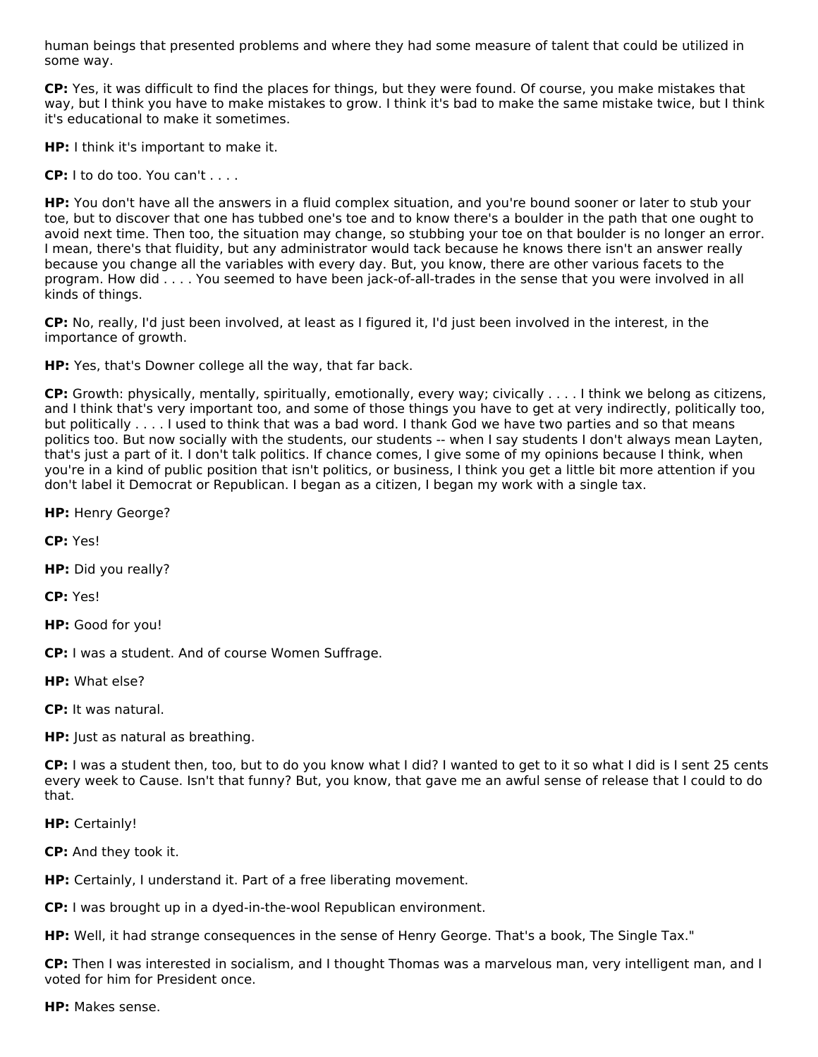human beings that presented problems and where they had some measure of talent that could be utilized in some way.

**CP:** Yes, it was difficult to find the places for things, but they were found. Of course, you make mistakes that way, but I think you have to make mistakes to grow. I think it's bad to make the same mistake twice, but I think it's educational to make it sometimes.

**HP:** I think it's important to make it.

**CP:** I to do too. You can't . . . .

**HP:** You don't have all the answers in a fluid complex situation, and you're bound sooner or later to stub your toe, but to discover that one has tubbed one's toe and to know there's a boulder in the path that one ought to avoid next time. Then too, the situation may change, so stubbing your toe on that boulder is no longer an error. I mean, there's that fluidity, but any administrator would tack because he knows there isn't an answer really because you change all the variables with every day. But, you know, there are other various facets to the program. How did . . . . You seemed to have been jack-of-all-trades in the sense that you were involved in all kinds of things.

**CP:** No, really, I'd just been involved, at least as I figured it, I'd just been involved in the interest, in the importance of growth.

**HP:** Yes, that's Downer college all the way, that far back.

**CP:** Growth: physically, mentally, spiritually, emotionally, every way; civically . . . . I think we belong as citizens, and I think that's very important too, and some of those things you have to get at very indirectly, politically too, but politically . . . . I used to think that was a bad word. I thank God we have two parties and so that means politics too. But now socially with the students, our students -- when I say students I don't always mean Layten, that's just a part of it. I don't talk politics. If chance comes, I give some of my opinions because I think, when you're in a kind of public position that isn't politics, or business, I think you get a little bit more attention if you don't label it Democrat or Republican. I began as a citizen, I began my work with a single tax.

**HP:** Henry George?

**CP:** Yes!

**HP:** Did you really?

**CP:** Yes!

**HP:** Good for you!

**CP:** I was a student. And of course Women Suffrage.

**HP:** What else?

**CP:** It was natural.

**HP:** Just as natural as breathing.

**CP:** I was a student then, too, but to do you know what I did? I wanted to get to it so what I did is I sent 25 cents every week to Cause. Isn't that funny? But, you know, that gave me an awful sense of release that I could to do that.

**HP:** Certainly!

**CP:** And they took it.

**HP:** Certainly, I understand it. Part of a free liberating movement.

**CP:** I was brought up in a dyed-in-the-wool Republican environment.

**HP:** Well, it had strange consequences in the sense of Henry George. That's a book, The Single Tax."

**CP:** Then I was interested in socialism, and I thought Thomas was a marvelous man, very intelligent man, and I voted for him for President once.

**HP:** Makes sense.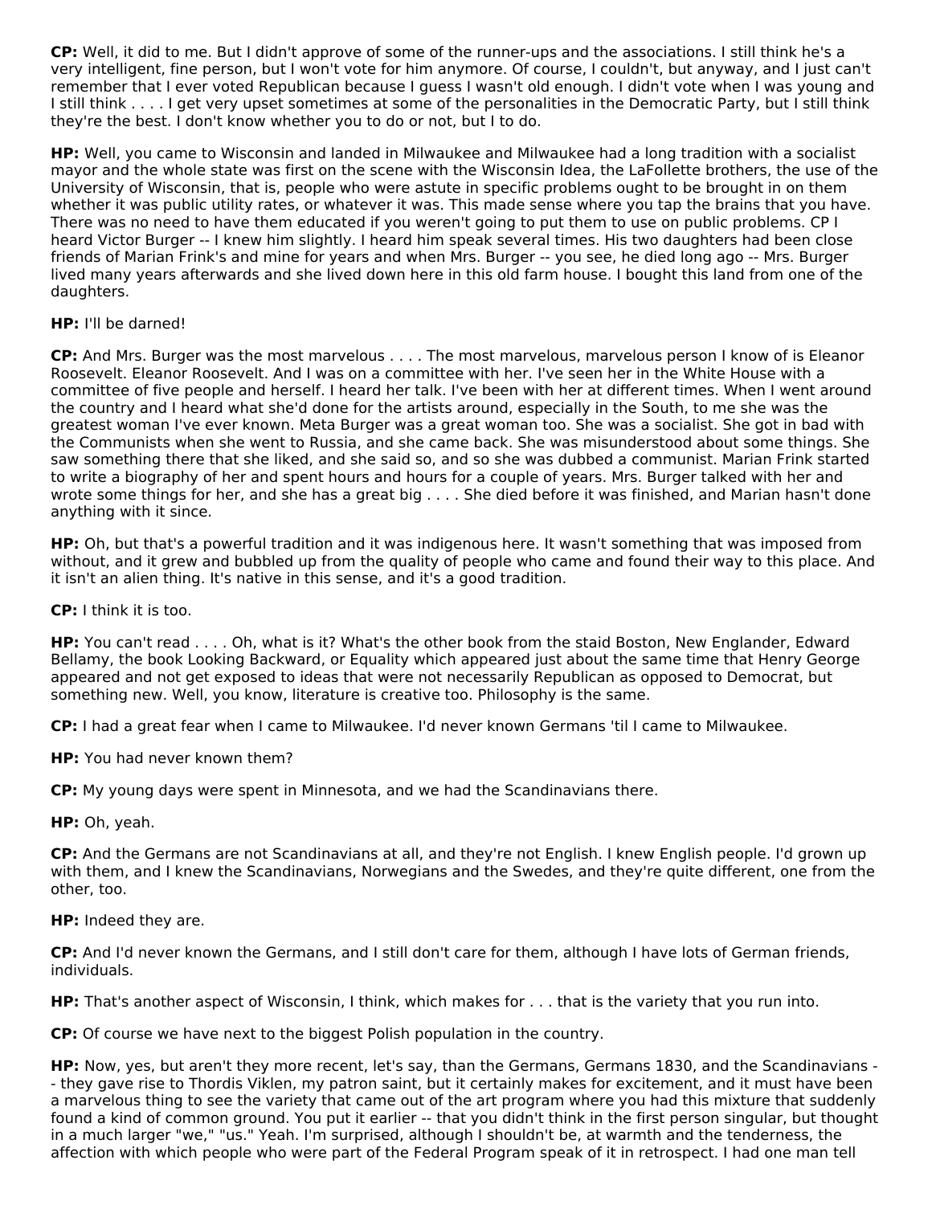**CP:** Well, it did to me. But I didn't approve of some of the runner-ups and the associations. I still think he's a very intelligent, fine person, but I won't vote for him anymore. Of course, I couldn't, but anyway, and I just can't remember that I ever voted Republican because I guess I wasn't old enough. I didn't vote when I was young and I still think . . . . I get very upset sometimes at some of the personalities in the Democratic Party, but I still think they're the best. I don't know whether you to do or not, but I to do.

**HP:** Well, you came to Wisconsin and landed in Milwaukee and Milwaukee had a long tradition with a socialist mayor and the whole state was first on the scene with the Wisconsin Idea, the LaFollette brothers, the use of the University of Wisconsin, that is, people who were astute in specific problems ought to be brought in on them whether it was public utility rates, or whatever it was. This made sense where you tap the brains that you have. There was no need to have them educated if you weren't going to put them to use on public problems. CP I heard Victor Burger -- I knew him slightly. I heard him speak several times. His two daughters had been close friends of Marian Frink's and mine for years and when Mrs. Burger -- you see, he died long ago -- Mrs. Burger lived many years afterwards and she lived down here in this old farm house. I bought this land from one of the daughters.

**HP:** I'll be darned!

**CP:** And Mrs. Burger was the most marvelous . . . . The most marvelous, marvelous person I know of is Eleanor Roosevelt. Eleanor Roosevelt. And I was on a committee with her. I've seen her in the White House with a committee of five people and herself. I heard her talk. I've been with her at different times. When I went around the country and I heard what she'd done for the artists around, especially in the South, to me she was the greatest woman I've ever known. Meta Burger was a great woman too. She was a socialist. She got in bad with the Communists when she went to Russia, and she came back. She was misunderstood about some things. She saw something there that she liked, and she said so, and so she was dubbed a communist. Marian Frink started to write a biography of her and spent hours and hours for a couple of years. Mrs. Burger talked with her and wrote some things for her, and she has a great big . . . . She died before it was finished, and Marian hasn't done anything with it since.

**HP:** Oh, but that's a powerful tradition and it was indigenous here. It wasn't something that was imposed from without, and it grew and bubbled up from the quality of people who came and found their way to this place. And it isn't an alien thing. It's native in this sense, and it's a good tradition.

**CP:** I think it is too.

**HP:** You can't read . . . . Oh, what is it? What's the other book from the staid Boston, New Englander, Edward Bellamy, the book Looking Backward, or Equality which appeared just about the same time that Henry George appeared and not get exposed to ideas that were not necessarily Republican as opposed to Democrat, but something new. Well, you know, literature is creative too. Philosophy is the same.

**CP:** I had a great fear when I came to Milwaukee. I'd never known Germans 'til I came to Milwaukee.

**HP:** You had never known them?

**CP:** My young days were spent in Minnesota, and we had the Scandinavians there.

**HP:** Oh, yeah.

**CP:** And the Germans are not Scandinavians at all, and they're not English. I knew English people. I'd grown up with them, and I knew the Scandinavians, Norwegians and the Swedes, and they're quite different, one from the other, too.

**HP:** Indeed they are.

**CP:** And I'd never known the Germans, and I still don't care for them, although I have lots of German friends, individuals.

**HP:** That's another aspect of Wisconsin, I think, which makes for . . . that is the variety that you run into.

**CP:** Of course we have next to the biggest Polish population in the country.

**HP:** Now, yes, but aren't they more recent, let's say, than the Germans, Germans 1830, and the Scandinavians -- they gave rise to Thordis Viklen, my patron saint, but it certainly makes for excitement, and it must have been a marvelous thing to see the variety that came out of the art program where you had this mixture that suddenly found a kind of common ground. You put it earlier -- that you didn't think in the first person singular, but thought in a much larger "we," "us." Yeah. I'm surprised, although I shouldn't be, at warmth and the tenderness, the affection with which people who were part of the Federal Program speak of it in retrospect. I had one man tell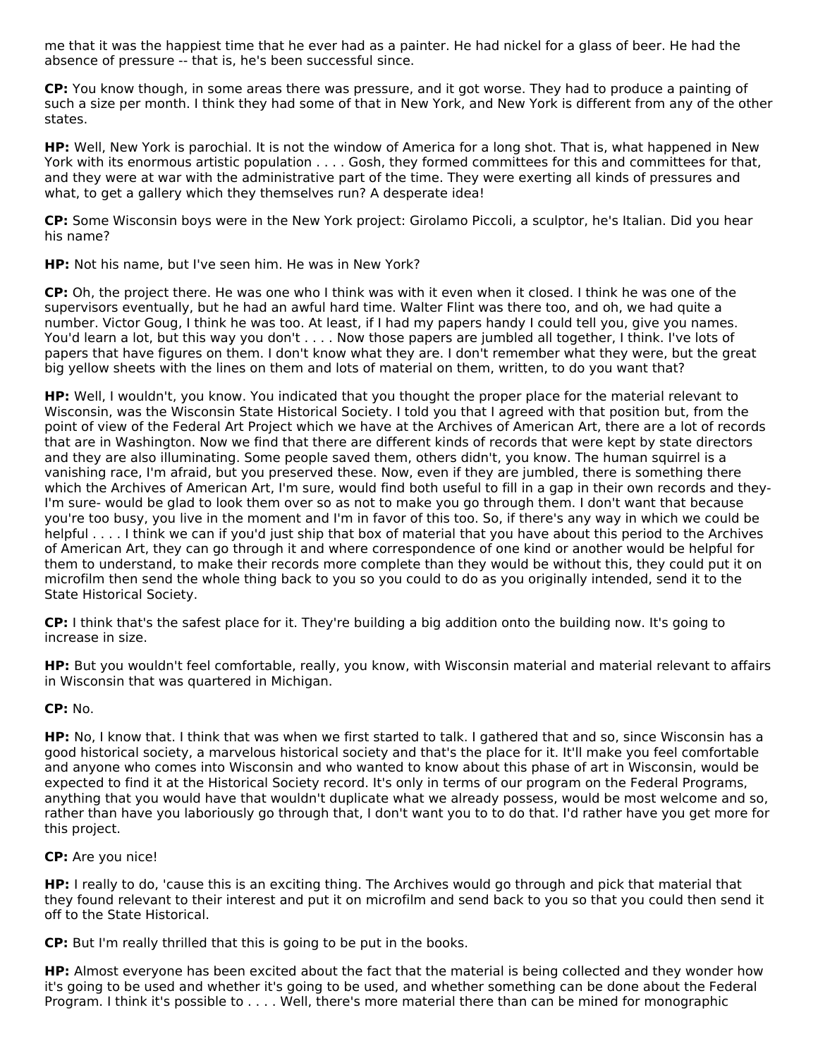me that it was the happiest time that he ever had as a painter. He had nickel for a glass of beer. He had the absence of pressure -- that is, he's been successful since.

**CP:** You know though, in some areas there was pressure, and it got worse. They had to produce a painting of such a size per month. I think they had some of that in New York, and New York is different from any of the other states.

**HP:** Well, New York is parochial. It is not the window of America for a long shot. That is, what happened in New York with its enormous artistic population . . . . Gosh, they formed committees for this and committees for that, and they were at war with the administrative part of the time. They were exerting all kinds of pressures and what, to get a gallery which they themselves run? A desperate idea!

**CP:** Some Wisconsin boys were in the New York project: Girolamo Piccoli, a sculptor, he's Italian. Did you hear his name?

**HP:** Not his name, but I've seen him. He was in New York?

**CP:** Oh, the project there. He was one who I think was with it even when it closed. I think he was one of the supervisors eventually, but he had an awful hard time. Walter Flint was there too, and oh, we had quite a number. Victor Goug, I think he was too. At least, if I had my papers handy I could tell you, give you names. You'd learn a lot, but this way you don't . . . . Now those papers are jumbled all together, I think. I've lots of papers that have figures on them. I don't know what they are. I don't remember what they were, but the great big yellow sheets with the lines on them and lots of material on them, written, to do you want that?

**HP:** Well, I wouldn't, you know. You indicated that you thought the proper place for the material relevant to Wisconsin, was the Wisconsin State Historical Society. I told you that I agreed with that position but, from the point of view of the Federal Art Project which we have at the Archives of American Art, there are a lot of records that are in Washington. Now we find that there are different kinds of records that were kept by state directors and they are also illuminating. Some people saved them, others didn't, you know. The human squirrel is a vanishing race, I'm afraid, but you preserved these. Now, even if they are jumbled, there is something there which the Archives of American Art, I'm sure, would find both useful to fill in a gap in their own records and they- I'm sure- would be glad to look them over so as not to make you go through them. I don't want that because you're too busy, you live in the moment and I'm in favor of this too. So, if there's any way in which we could be helpful . . . . I think we can if you'd just ship that box of material that you have about this period to the Archives of American Art, they can go through it and where correspondence of one kind or another would be helpful for them to understand, to make their records more complete than they would be without this, they could put it on microfilm then send the whole thing back to you so you could to do as you originally intended, send it to the State Historical Society.

**CP:** I think that's the safest place for it. They're building a big addition onto the building now. It's going to increase in size.

**HP:** But you wouldn't feel comfortable, really, you know, with Wisconsin material and material relevant to affairs in Wisconsin that was quartered in Michigan.

**CP:** No.

**HP:** No, I know that. I think that was when we first started to talk. I gathered that and so, since Wisconsin has a good historical society, a marvelous historical society and that's the place for it. It'll make you feel comfortable and anyone who comes into Wisconsin and who wanted to know about this phase of art in Wisconsin, would be expected to find it at the Historical Society record. It's only in terms of our program on the Federal Programs, anything that you would have that wouldn't duplicate what we already possess, would be most welcome and so, rather than have you laboriously go through that, I don't want you to to do that. I'd rather have you get more for this project.

**CP:** Are you nice!

**HP:** I really to do, 'cause this is an exciting thing. The Archives would go through and pick that material that they found relevant to their interest and put it on microfilm and send back to you so that you could then send it off to the State Historical.

**CP:** But I'm really thrilled that this is going to be put in the books.

**HP:** Almost everyone has been excited about the fact that the material is being collected and they wonder how it's going to be used and whether it's going to be used, and whether something can be done about the Federal Program. I think it's possible to . . . . Well, there's more material there than can be mined for monographic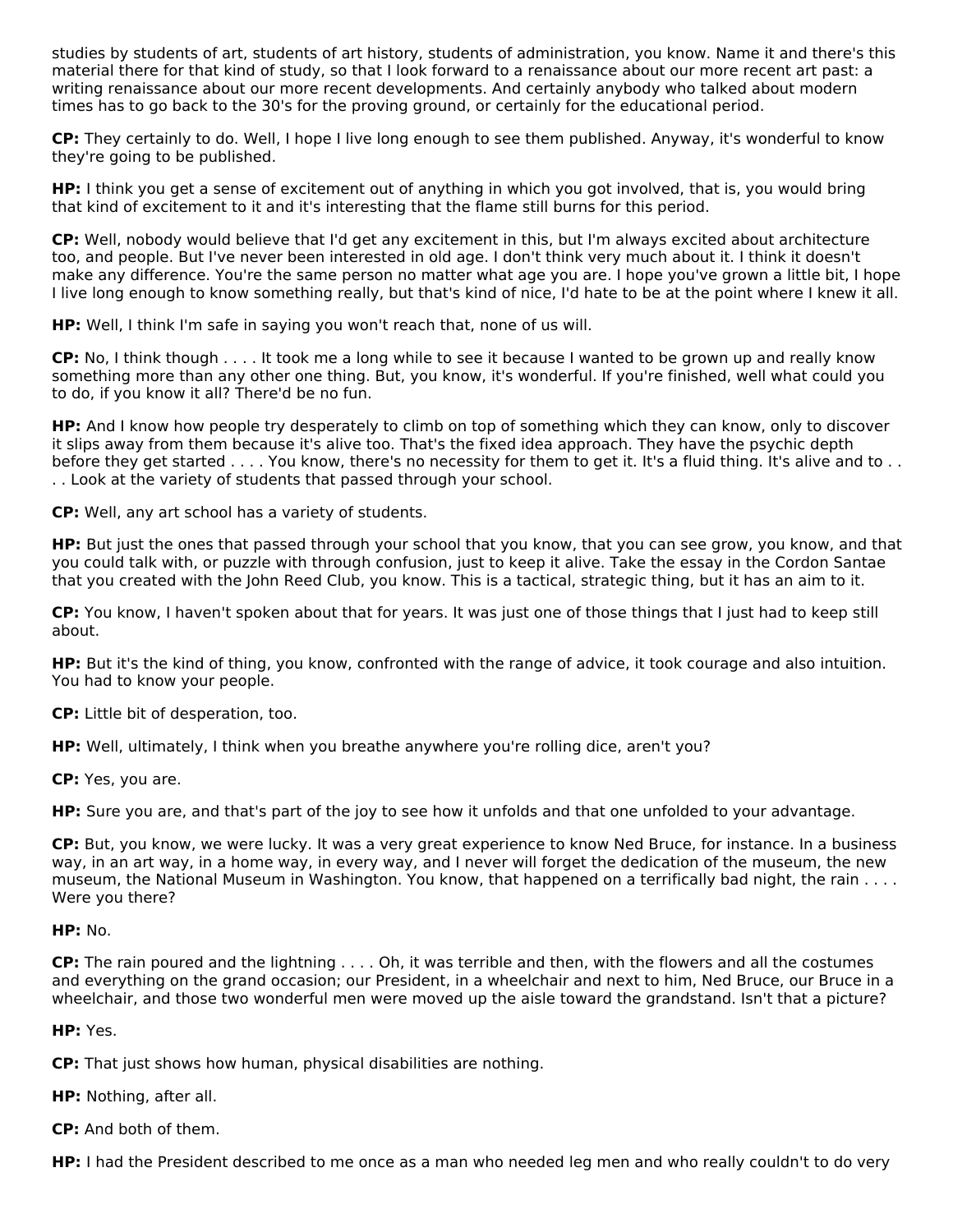studies by students of art, students of art history, students of administration, you know. Name it and there's this material there for that kind of study, so that I look forward to a renaissance about our more recent art past: a writing renaissance about our more recent developments. And certainly anybody who talked about modern times has to go back to the 30's for the proving ground, or certainly for the educational period.

**CP:** They certainly to do. Well, I hope I live long enough to see them published. Anyway, it's wonderful to know they're going to be published.

**HP:** I think you get a sense of excitement out of anything in which you got involved, that is, you would bring that kind of excitement to it and it's interesting that the flame still burns for this period.

**CP:** Well, nobody would believe that I'd get any excitement in this, but I'm always excited about architecture too, and people. But I've never been interested in old age. I don't think very much about it. I think it doesn't make any difference. You're the same person no matter what age you are. I hope you've grown a little bit, I hope I live long enough to know something really, but that's kind of nice, I'd hate to be at the point where I knew it all.

**HP:** Well, I think I'm safe in saying you won't reach that, none of us will.

**CP:** No, I think though . . . . It took me a long while to see it because I wanted to be grown up and really know something more than any other one thing. But, you know, it's wonderful. If you're finished, well what could you to do, if you know it all? There'd be no fun.

**HP:** And I know how people try desperately to climb on top of something which they can know, only to discover it slips away from them because it's alive too. That's the fixed idea approach. They have the psychic depth before they get started . . . . You know, there's no necessity for them to get it. It's a fluid thing. It's alive and to . . . . Look at the variety of students that passed through your school.

**CP:** Well, any art school has a variety of students.

**HP:** But just the ones that passed through your school that you know, that you can see grow, you know, and that you could talk with, or puzzle with through confusion, just to keep it alive. Take the essay in the Cordon Santae that you created with the John Reed Club, you know. This is a tactical, strategic thing, but it has an aim to it.

**CP:** You know, I haven't spoken about that for years. It was just one of those things that I just had to keep still about.

**HP:** But it's the kind of thing, you know, confronted with the range of advice, it took courage and also intuition. You had to know your people.

**CP:** Little bit of desperation, too.

**HP:** Well, ultimately, I think when you breathe anywhere you're rolling dice, aren't you?

**CP:** Yes, you are.

**HP:** Sure you are, and that's part of the joy to see how it unfolds and that one unfolded to your advantage.

**CP:** But, you know, we were lucky. It was a very great experience to know Ned Bruce, for instance. In a business way, in an art way, in a home way, in every way, and I never will forget the dedication of the museum, the new museum, the National Museum in Washington. You know, that happened on a terrifically bad night, the rain . . . . Were you there?

**HP:** No.

**CP:** The rain poured and the lightning . . . . Oh, it was terrible and then, with the flowers and all the costumes and everything on the grand occasion; our President, in a wheelchair and next to him, Ned Bruce, our Bruce in a wheelchair, and those two wonderful men were moved up the aisle toward the grandstand. Isn't that a picture?

**HP:** Yes.

**CP:** That just shows how human, physical disabilities are nothing.

**HP:** Nothing, after all.

**CP:** And both of them.

**HP:** I had the President described to me once as a man who needed leg men and who really couldn't to do very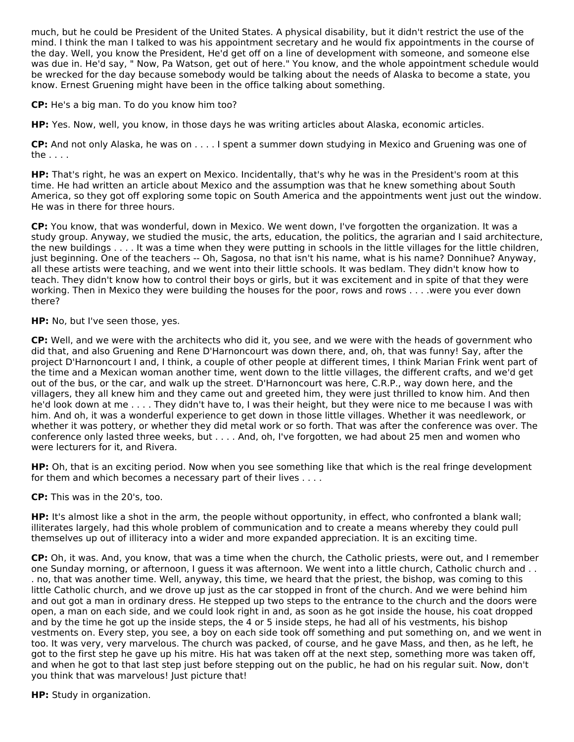much, but he could be President of the United States. A physical disability, but it didn't restrict the use of the mind. I think the man I talked to was his appointment secretary and he would fix appointments in the course of the day. Well, you know the President, He'd get off on a line of development with someone, and someone else was due in. He'd say, " Now, Pa Watson, get out of here." You know, and the whole appointment schedule would be wrecked for the day because somebody would be talking about the needs of Alaska to become a state, you know. Ernest Gruening might have been in the office talking about something.

**CP:** He's a big man. To do you know him too?

**HP:** Yes. Now, well, you know, in those days he was writing articles about Alaska, economic articles.

**CP:** And not only Alaska, he was on . . . . I spent a summer down studying in Mexico and Gruening was one of the . . . .

**HP:** That's right, he was an expert on Mexico. Incidentally, that's why he was in the President's room at this time. He had written an article about Mexico and the assumption was that he knew something about South America, so they got off exploring some topic on South America and the appointments went just out the window. He was in there for three hours.

**CP:** You know, that was wonderful, down in Mexico. We went down, I've forgotten the organization. It was a study group. Anyway, we studied the music, the arts, education, the politics, the agrarian and I said architecture, the new buildings . . . . It was a time when they were putting in schools in the little villages for the little children, just beginning. One of the teachers -- Oh, Sagosa, no that isn't his name, what is his name? Donnihue? Anyway, all these artists were teaching, and we went into their little schools. It was bedlam. They didn't know how to teach. They didn't know how to control their boys or girls, but it was excitement and in spite of that they were working. Then in Mexico they were building the houses for the poor, rows and rows . . . .were you ever down there?

**HP:** No, but I've seen those, yes.

**CP:** Well, and we were with the architects who did it, you see, and we were with the heads of government who did that, and also Gruening and Rene D'Harnoncourt was down there, and, oh, that was funny! Say, after the project D'Harnoncourt I and, I think, a couple of other people at different times, I think Marian Frink went part of the time and a Mexican woman another time, went down to the little villages, the different crafts, and we'd get out of the bus, or the car, and walk up the street. D'Harnoncourt was here, C.R.P., way down here, and the villagers, they all knew him and they came out and greeted him, they were just thrilled to know him. And then he'd look down at me . . . . They didn't have to, I was their height, but they were nice to me because I was with him. And oh, it was a wonderful experience to get down in those little villages. Whether it was needlework, or whether it was pottery, or whether they did metal work or so forth. That was after the conference was over. The conference only lasted three weeks, but . . . . And, oh, I've forgotten, we had about 25 men and women who were lecturers for it, and Rivera.

**HP:** Oh, that is an exciting period. Now when you see something like that which is the real fringe development for them and which becomes a necessary part of their lives . . . .

**CP:** This was in the 20's, too.

**HP:** It's almost like a shot in the arm, the people without opportunity, in effect, who confronted a blank wall; illiterates largely, had this whole problem of communication and to create a means whereby they could pull themselves up out of illiteracy into a wider and more expanded appreciation. It is an exciting time.

**CP:** Oh, it was. And, you know, that was a time when the church, the Catholic priests, were out, and I remember one Sunday morning, or afternoon, I guess it was afternoon. We went into a little church, Catholic church and . . . no, that was another time. Well, anyway, this time, we heard that the priest, the bishop, was coming to this little Catholic church, and we drove up just as the car stopped in front of the church. And we were behind him and out got a man in ordinary dress. He stepped up two steps to the entrance to the church and the doors were open, a man on each side, and we could look right in and, as soon as he got inside the house, his coat dropped and by the time he got up the inside steps, the 4 or 5 inside steps, he had all of his vestments, his bishop vestments on. Every step, you see, a boy on each side took off something and put something on, and we went in too. It was very, very marvelous. The church was packed, of course, and he gave Mass, and then, as he left, he got to the first step he gave up his mitre. His hat was taken off at the next step, something more was taken off, and when he got to that last step just before stepping out on the public, he had on his regular suit. Now, don't you think that was marvelous! Just picture that!

**HP:** Study in organization.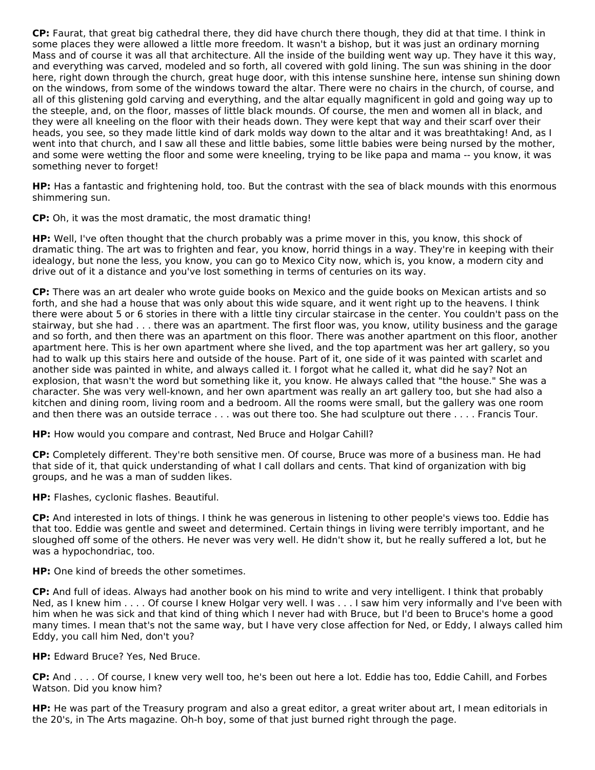**CP:** Faurat, that great big cathedral there, they did have church there though, they did at that time. I think in some places they were allowed a little more freedom. It wasn't a bishop, but it was just an ordinary morning Mass and of course it was all that architecture. All the inside of the building went way up. They have it this way, and everything was carved, modeled and so forth, all covered with gold lining. The sun was shining in the door here, right down through the church, great huge door, with this intense sunshine here, intense sun shining down on the windows, from some of the windows toward the altar. There were no chairs in the church, of course, and all of this glistening gold carving and everything, and the altar equally magnificent in gold and going way up to the steeple, and, on the floor, masses of little black mounds. Of course, the men and women all in black, and they were all kneeling on the floor with their heads down. They were kept that way and their scarf over their heads, you see, so they made little kind of dark molds way down to the altar and it was breathtaking! And, as I went into that church, and I saw all these and little babies, some little babies were being nursed by the mother, and some were wetting the floor and some were kneeling, trying to be like papa and mama -- you know, it was something never to forget!

**HP:** Has a fantastic and frightening hold, too. But the contrast with the sea of black mounds with this enormous shimmering sun.

**CP:** Oh, it was the most dramatic, the most dramatic thing!

**HP:** Well, I've often thought that the church probably was a prime mover in this, you know, this shock of dramatic thing. The art was to frighten and fear, you know, horrid things in a way. They're in keeping with their idealogy, but none the less, you know, you can go to Mexico City now, which is, you know, a modern city and drive out of it a distance and you've lost something in terms of centuries on its way.

**CP:** There was an art dealer who wrote guide books on Mexico and the guide books on Mexican artists and so forth, and she had a house that was only about this wide square, and it went right up to the heavens. I think there were about 5 or 6 stories in there with a little tiny circular staircase in the center. You couldn't pass on the stairway, but she had . . . there was an apartment. The first floor was, you know, utility business and the garage and so forth, and then there was an apartment on this floor. There was another apartment on this floor, another apartment here. This is her own apartment where she lived, and the top apartment was her art gallery, so you had to walk up this stairs here and outside of the house. Part of it, one side of it was painted with scarlet and another side was painted in white, and always called it. I forgot what he called it, what did he say? Not an explosion, that wasn't the word but something like it, you know. He always called that "the house." She was a character. She was very well-known, and her own apartment was really an art gallery too, but she had also a kitchen and dining room, living room and a bedroom. All the rooms were small, but the gallery was one room and then there was an outside terrace . . . was out there too. She had sculpture out there . . . . Francis Tour.

**HP:** How would you compare and contrast, Ned Bruce and Holgar Cahill?

**CP:** Completely different. They're both sensitive men. Of course, Bruce was more of a business man. He had that side of it, that quick understanding of what I call dollars and cents. That kind of organization with big groups, and he was a man of sudden likes.

**HP:** Flashes, cyclonic flashes. Beautiful.

**CP:** And interested in lots of things. I think he was generous in listening to other people's views too. Eddie has that too. Eddie was gentle and sweet and determined. Certain things in living were terribly important, and he sloughed off some of the others. He never was very well. He didn't show it, but he really suffered a lot, but he was a hypochondriac, too.

**HP:** One kind of breeds the other sometimes.

**CP:** And full of ideas. Always had another book on his mind to write and very intelligent. I think that probably Ned, as I knew him . . . . Of course I knew Holgar very well. I was . . . I saw him very informally and I've been with him when he was sick and that kind of thing which I never had with Bruce, but I'd been to Bruce's home a good many times. I mean that's not the same way, but I have very close affection for Ned, or Eddy, I always called him Eddy, you call him Ned, don't you?

**HP:** Edward Bruce? Yes, Ned Bruce.

**CP:** And . . . . Of course, I knew very well too, he's been out here a lot. Eddie has too, Eddie Cahill, and Forbes Watson. Did you know him?

**HP:** He was part of the Treasury program and also a great editor, a great writer about art, I mean editorials in the 20's, in The Arts magazine. Oh-h boy, some of that just burned right through the page.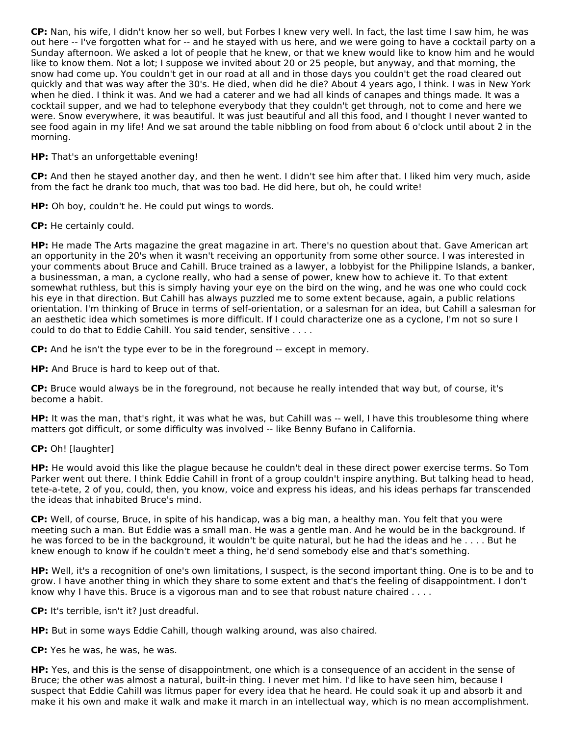**CP:** Nan, his wife, I didn't know her so well, but Forbes I knew very well. In fact, the last time I saw him, he was out here -- I've forgotten what for -- and he stayed with us here, and we were going to have a cocktail party on a Sunday afternoon. We asked a lot of people that he knew, or that we knew would like to know him and he would like to know them. Not a lot; I suppose we invited about 20 or 25 people, but anyway, and that morning, the snow had come up. You couldn't get in our road at all and in those days you couldn't get the road cleared out quickly and that was way after the 30's. He died, when did he die? About 4 years ago, I think. I was in New York when he died. I think it was. And we had a caterer and we had all kinds of canapes and things made. It was a cocktail supper, and we had to telephone everybody that they couldn't get through, not to come and here we were. Snow everywhere, it was beautiful. It was just beautiful and all this food, and I thought I never wanted to see food again in my life! And we sat around the table nibbling on food from about 6 o'clock until about 2 in the morning.

**HP:** That's an unforgettable evening!

**CP:** And then he stayed another day, and then he went. I didn't see him after that. I liked him very much, aside from the fact he drank too much, that was too bad. He did here, but oh, he could write!

**HP:** Oh boy, couldn't he. He could put wings to words.

**CP:** He certainly could.

**HP:** He made The Arts magazine the great magazine in art. There's no question about that. Gave American art an opportunity in the 20's when it wasn't receiving an opportunity from some other source. I was interested in your comments about Bruce and Cahill. Bruce trained as a lawyer, a lobbyist for the Philippine Islands, a banker, a businessman, a man, a cyclone really, who had a sense of power, knew how to achieve it. To that extent somewhat ruthless, but this is simply having your eye on the bird on the wing, and he was one who could cock his eye in that direction. But Cahill has always puzzled me to some extent because, again, a public relations orientation. I'm thinking of Bruce in terms of self-orientation, or a salesman for an idea, but Cahill a salesman for an aesthetic idea which sometimes is more difficult. If I could characterize one as a cyclone, I'm not so sure I could to do that to Eddie Cahill. You said tender, sensitive . . . .

**CP:** And he isn't the type ever to be in the foreground -- except in memory.

**HP:** And Bruce is hard to keep out of that.

**CP:** Bruce would always be in the foreground, not because he really intended that way but, of course, it's become a habit.

**HP:** It was the man, that's right, it was what he was, but Cahill was -- well, I have this troublesome thing where matters got difficult, or some difficulty was involved -- like Benny Bufano in California.

**CP:** Oh! [laughter]

**HP:** He would avoid this like the plague because he couldn't deal in these direct power exercise terms. So Tom Parker went out there. I think Eddie Cahill in front of a group couldn't inspire anything. But talking head to head, tete-a-tete, 2 of you, could, then, you know, voice and express his ideas, and his ideas perhaps far transcended the ideas that inhabited Bruce's mind.

**CP:** Well, of course, Bruce, in spite of his handicap, was a big man, a healthy man. You felt that you were meeting such a man. But Eddie was a small man. He was a gentle man. And he would be in the background. If he was forced to be in the background, it wouldn't be quite natural, but he had the ideas and he . . . . But he knew enough to know if he couldn't meet a thing, he'd send somebody else and that's something.

**HP:** Well, it's a recognition of one's own limitations, I suspect, is the second important thing. One is to be and to grow. I have another thing in which they share to some extent and that's the feeling of disappointment. I don't know why I have this. Bruce is a vigorous man and to see that robust nature chaired . . . .

**CP:** It's terrible, isn't it? Just dreadful.

**HP:** But in some ways Eddie Cahill, though walking around, was also chaired.

**CP:** Yes he was, he was, he was.

**HP:** Yes, and this is the sense of disappointment, one which is a consequence of an accident in the sense of Bruce; the other was almost a natural, built-in thing. I never met him. I'd like to have seen him, because I suspect that Eddie Cahill was litmus paper for every idea that he heard. He could soak it up and absorb it and make it his own and make it walk and make it march in an intellectual way, which is no mean accomplishment.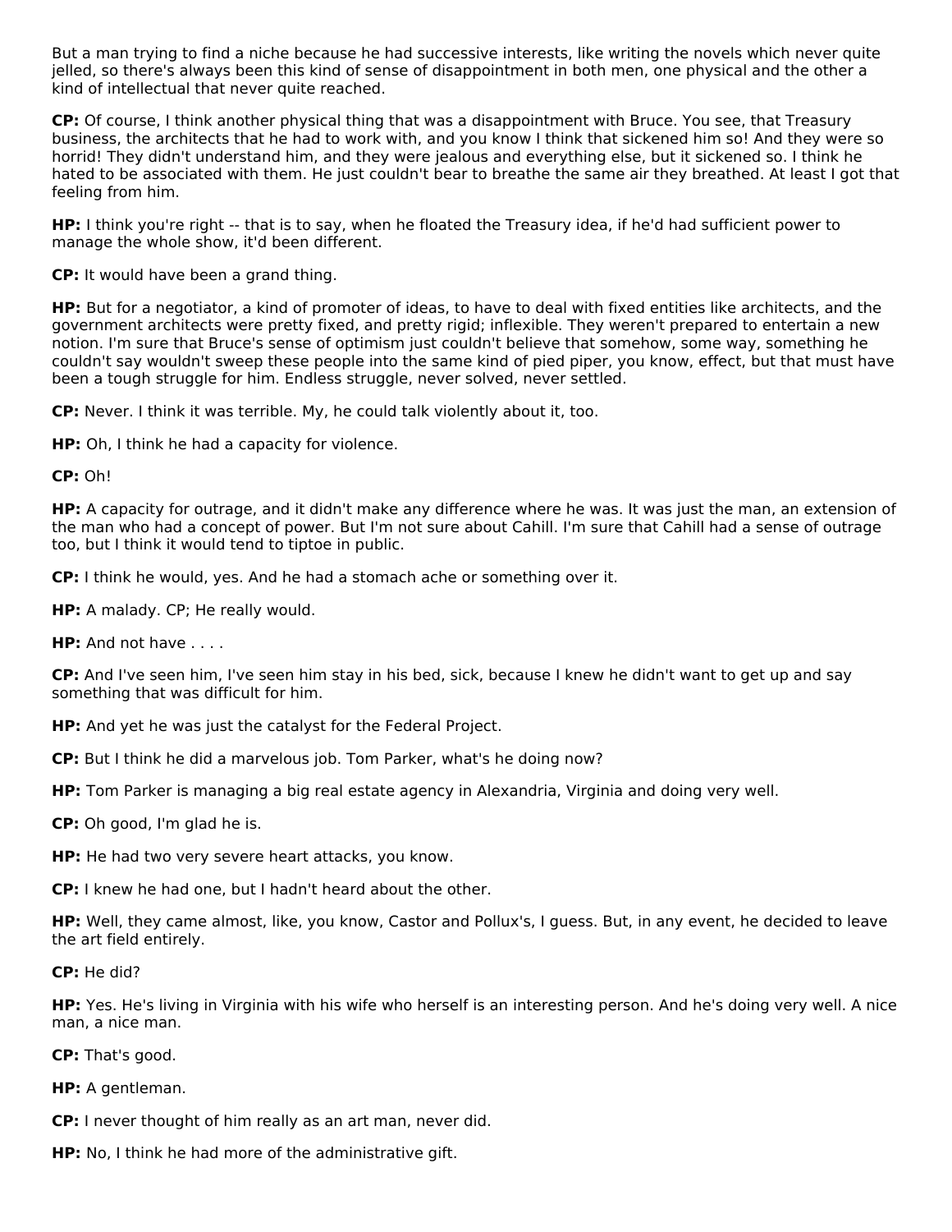But a man trying to find a niche because he had successive interests, like writing the novels which never quite jelled, so there's always been this kind of sense of disappointment in both men, one physical and the other a kind of intellectual that never quite reached.

**CP:** Of course, I think another physical thing that was a disappointment with Bruce. You see, that Treasury business, the architects that he had to work with, and you know I think that sickened him so! And they were so horrid! They didn't understand him, and they were jealous and everything else, but it sickened so. I think he hated to be associated with them. He just couldn't bear to breathe the same air they breathed. At least I got that feeling from him.

**HP:** I think you're right -- that is to say, when he floated the Treasury idea, if he'd had sufficient power to manage the whole show, it'd been different.

**CP:** It would have been a grand thing.

**HP:** But for a negotiator, a kind of promoter of ideas, to have to deal with fixed entities like architects, and the government architects were pretty fixed, and pretty rigid; inflexible. They weren't prepared to entertain a new notion. I'm sure that Bruce's sense of optimism just couldn't believe that somehow, some way, something he couldn't say wouldn't sweep these people into the same kind of pied piper, you know, effect, but that must have been a tough struggle for him. Endless struggle, never solved, never settled.

**CP:** Never. I think it was terrible. My, he could talk violently about it, too.

**HP:** Oh, I think he had a capacity for violence.

**CP:** Oh!

**HP:** A capacity for outrage, and it didn't make any difference where he was. It was just the man, an extension of the man who had a concept of power. But I'm not sure about Cahill. I'm sure that Cahill had a sense of outrage too, but I think it would tend to tiptoe in public.

**CP:** I think he would, yes. And he had a stomach ache or something over it.

**HP:** A malady. CP; He really would.

**HP:** And not have . . . .

**CP:** And I've seen him, I've seen him stay in his bed, sick, because I knew he didn't want to get up and say something that was difficult for him.

**HP:** And yet he was just the catalyst for the Federal Project.

**CP:** But I think he did a marvelous job. Tom Parker, what's he doing now?

**HP:** Tom Parker is managing a big real estate agency in Alexandria, Virginia and doing very well.

**CP:** Oh good, I'm glad he is.

**HP:** He had two very severe heart attacks, you know.

**CP:** I knew he had one, but I hadn't heard about the other.

**HP:** Well, they came almost, like, you know, Castor and Pollux's, I guess. But, in any event, he decided to leave the art field entirely.

**CP:** He did?

**HP:** Yes. He's living in Virginia with his wife who herself is an interesting person. And he's doing very well. A nice man, a nice man.

**CP:** That's good.

**HP:** A gentleman.

**CP:** I never thought of him really as an art man, never did.

**HP:** No, I think he had more of the administrative gift.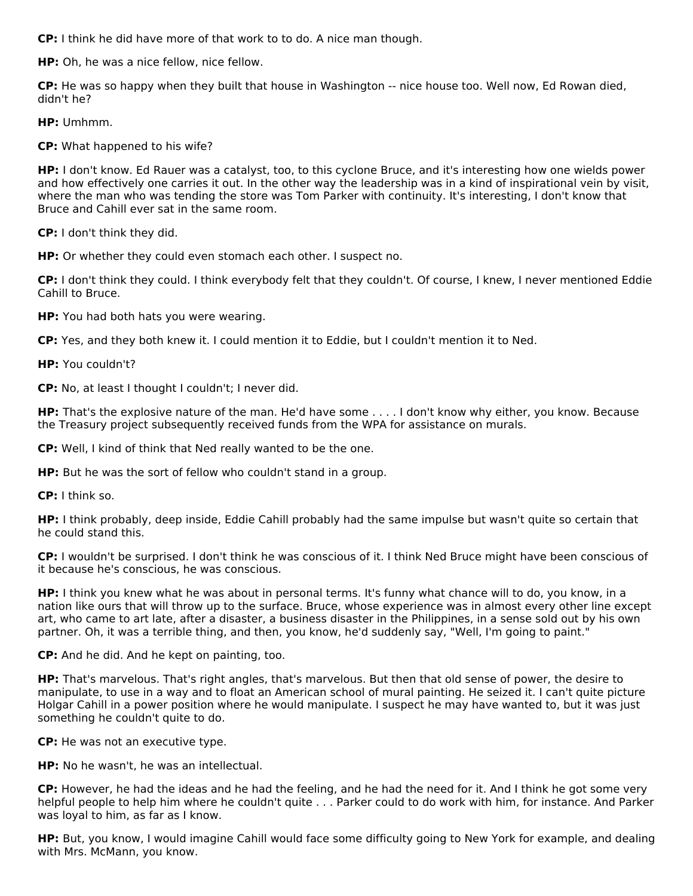**CP:** I think he did have more of that work to to do. A nice man though.

**HP:** Oh, he was a nice fellow, nice fellow.

**CP:** He was so happy when they built that house in Washington -- nice house too. Well now, Ed Rowan died, didn't he?

**HP:** Umhmm.

**CP:** What happened to his wife?

**HP:** I don't know. Ed Rauer was a catalyst, too, to this cyclone Bruce, and it's interesting how one wields power and how effectively one carries it out. In the other way the leadership was in a kind of inspirational vein by visit, where the man who was tending the store was Tom Parker with continuity. It's interesting, I don't know that Bruce and Cahill ever sat in the same room.

**CP:** I don't think they did.

**HP:** Or whether they could even stomach each other. I suspect no.

**CP:** I don't think they could. I think everybody felt that they couldn't. Of course, I knew, I never mentioned Eddie Cahill to Bruce.

**HP:** You had both hats you were wearing.

**CP:** Yes, and they both knew it. I could mention it to Eddie, but I couldn't mention it to Ned.

**HP:** You couldn't?

**CP:** No, at least I thought I couldn't; I never did.

**HP:** That's the explosive nature of the man. He'd have some . . . . I don't know why either, you know. Because the Treasury project subsequently received funds from the WPA for assistance on murals.

**CP:** Well, I kind of think that Ned really wanted to be the one.

**HP:** But he was the sort of fellow who couldn't stand in a group.

**CP:** I think so.

**HP:** I think probably, deep inside, Eddie Cahill probably had the same impulse but wasn't quite so certain that he could stand this.

**CP:** I wouldn't be surprised. I don't think he was conscious of it. I think Ned Bruce might have been conscious of it because he's conscious, he was conscious.

**HP:** I think you knew what he was about in personal terms. It's funny what chance will to do, you know, in a nation like ours that will throw up to the surface. Bruce, whose experience was in almost every other line except art, who came to art late, after a disaster, a business disaster in the Philippines, in a sense sold out by his own partner. Oh, it was a terrible thing, and then, you know, he'd suddenly say, "Well, I'm going to paint."

**CP:** And he did. And he kept on painting, too.

**HP:** That's marvelous. That's right angles, that's marvelous. But then that old sense of power, the desire to manipulate, to use in a way and to float an American school of mural painting. He seized it. I can't quite picture Holgar Cahill in a power position where he would manipulate. I suspect he may have wanted to, but it was just something he couldn't quite to do.

**CP:** He was not an executive type.

**HP:** No he wasn't, he was an intellectual.

**CP:** However, he had the ideas and he had the feeling, and he had the need for it. And I think he got some very helpful people to help him where he couldn't quite . . . Parker could to do work with him, for instance. And Parker was loyal to him, as far as I know.

**HP:** But, you know, I would imagine Cahill would face some difficulty going to New York for example, and dealing with Mrs. McMann, you know.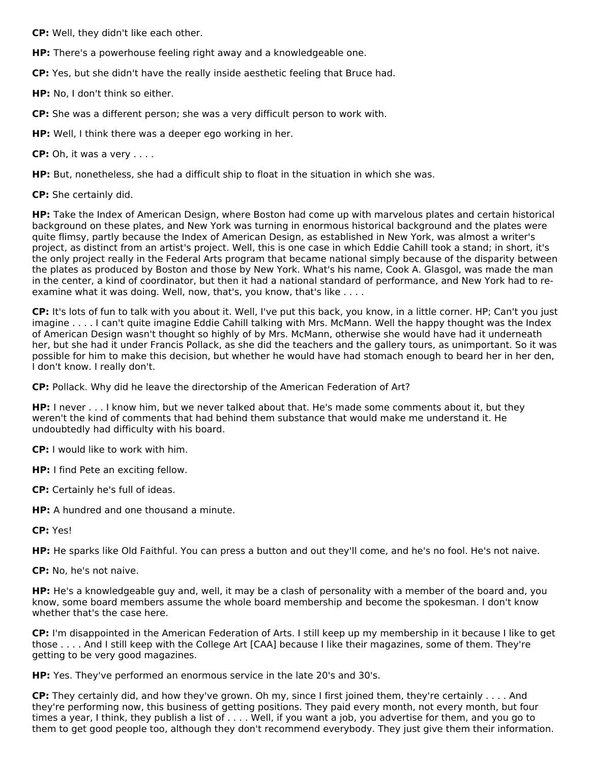**CP:** Well, they didn't like each other.

**HP:** There's a powerhouse feeling right away and a knowledgeable one.

**CP:** Yes, but she didn't have the really inside aesthetic feeling that Bruce had.

**HP:** No, I don't think so either.

**CP:** She was a different person; she was a very difficult person to work with.

**HP:** Well, I think there was a deeper ego working in her.

**CP:** Oh, it was a very . . . .

**HP:** But, nonetheless, she had a difficult ship to float in the situation in which she was.

**CP:** She certainly did.

**HP:** Take the Index of American Design, where Boston had come up with marvelous plates and certain historical background on these plates, and New York was turning in enormous historical background and the plates were quite flimsy, partly because the Index of American Design, as established in New York, was almost a writer's project, as distinct from an artist's project. Well, this is one case in which Eddie Cahill took a stand; in short, it's the only project really in the Federal Arts program that became national simply because of the disparity between the plates as produced by Boston and those by New York. What's his name, Cook A. Glasgol, was made the man in the center, a kind of coordinator, but then it had a national standard of performance, and New York had to re-examine what it was doing. Well, now, that's, you know, that's like . . . .

**CP:** It's lots of fun to talk with you about it. Well, I've put this back, you know, in a little corner. HP; Can't you just imagine . . . . I can't quite imagine Eddie Cahill talking with Mrs. McMann. Well the happy thought was the Index of American Design wasn't thought so highly of by Mrs. McMann, otherwise she would have had it underneath her, but she had it under Francis Pollack, as she did the teachers and the gallery tours, as unimportant. So it was possible for him to make this decision, but whether he would have had stomach enough to beard her in her den, I don't know. I really don't.

**CP:** Pollack. Why did he leave the directorship of the American Federation of Art?

**HP:** I never . . . I know him, but we never talked about that. He's made some comments about it, but they weren't the kind of comments that had behind them substance that would make me understand it. He undoubtedly had difficulty with his board.

**CP:** I would like to work with him.

**HP:** I find Pete an exciting fellow.

**CP:** Certainly he's full of ideas.

**HP:** A hundred and one thousand a minute.

**CP:** Yes!

**HP:** He sparks like Old Faithful. You can press a button and out they'll come, and he's no fool. He's not naive.

**CP:** No, he's not naive.

**HP:** He's a knowledgeable guy and, well, it may be a clash of personality with a member of the board and, you know, some board members assume the whole board membership and become the spokesman. I don't know whether that's the case here.

**CP:** I'm disappointed in the American Federation of Arts. I still keep up my membership in it because I like to get those . . . . And I still keep with the College Art [CAA] because I like their magazines, some of them. They're getting to be very good magazines.

**HP:** Yes. They've performed an enormous service in the late 20's and 30's.

**CP:** They certainly did, and how they've grown. Oh my, since I first joined them, they're certainly . . . . And they're performing now, this business of getting positions. They paid every month, not every month, but four times a year, I think, they publish a list of . . . . Well, if you want a job, you advertise for them, and you go to them to get good people too, although they don't recommend everybody. They just give them their information.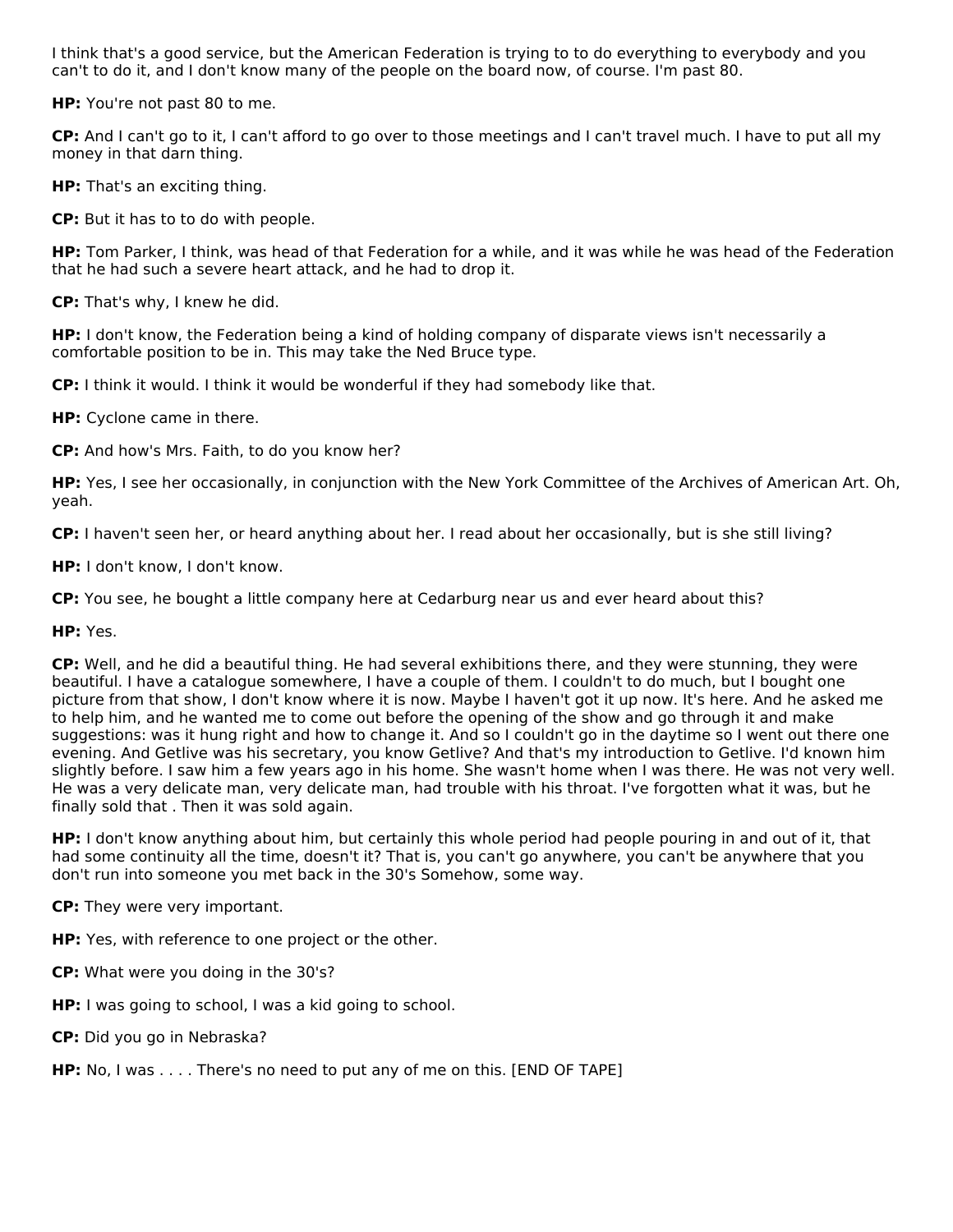I think that's a good service, but the American Federation is trying to to do everything to everybody and you can't to do it, and I don't know many of the people on the board now, of course. I'm past 80.

**HP:** You're not past 80 to me.

**CP:** And I can't go to it, I can't afford to go over to those meetings and I can't travel much. I have to put all my money in that darn thing.

**HP:** That's an exciting thing.

**CP:** But it has to to do with people.

**HP:** Tom Parker, I think, was head of that Federation for a while, and it was while he was head of the Federation that he had such a severe heart attack, and he had to drop it.

**CP:** That's why, I knew he did.

**HP:** I don't know, the Federation being a kind of holding company of disparate views isn't necessarily a comfortable position to be in. This may take the Ned Bruce type.

**CP:** I think it would. I think it would be wonderful if they had somebody like that.

**HP:** Cyclone came in there.

**CP:** And how's Mrs. Faith, to do you know her?

**HP:** Yes, I see her occasionally, in conjunction with the New York Committee of the Archives of American Art. Oh, yeah.

**CP:** I haven't seen her, or heard anything about her. I read about her occasionally, but is she still living?

**HP:** I don't know, I don't know.

**CP:** You see, he bought a little company here at Cedarburg near us and ever heard about this?

**HP:** Yes.

**CP:** Well, and he did a beautiful thing. He had several exhibitions there, and they were stunning, they were beautiful. I have a catalogue somewhere, I have a couple of them. I couldn't to do much, but I bought one picture from that show, I don't know where it is now. Maybe I haven't got it up now. It's here. And he asked me to help him, and he wanted me to come out before the opening of the show and go through it and make suggestions: was it hung right and how to change it. And so I couldn't go in the daytime so I went out there one evening. And Getlive was his secretary, you know Getlive? And that's my introduction to Getlive. I'd known him slightly before. I saw him a few years ago in his home. She wasn't home when I was there. He was not very well. He was a very delicate man, very delicate man, had trouble with his throat. I've forgotten what it was, but he finally sold that . Then it was sold again.

**HP:** I don't know anything about him, but certainly this whole period had people pouring in and out of it, that had some continuity all the time, doesn't it? That is, you can't go anywhere, you can't be anywhere that you don't run into someone you met back in the 30's Somehow, some way.

**CP:** They were very important.

**HP:** Yes, with reference to one project or the other.

**CP:** What were you doing in the 30's?

**HP:** I was going to school, I was a kid going to school.

**CP:** Did you go in Nebraska?

**HP:** No, I was . . . . There's no need to put any of me on this. [END OF TAPE]